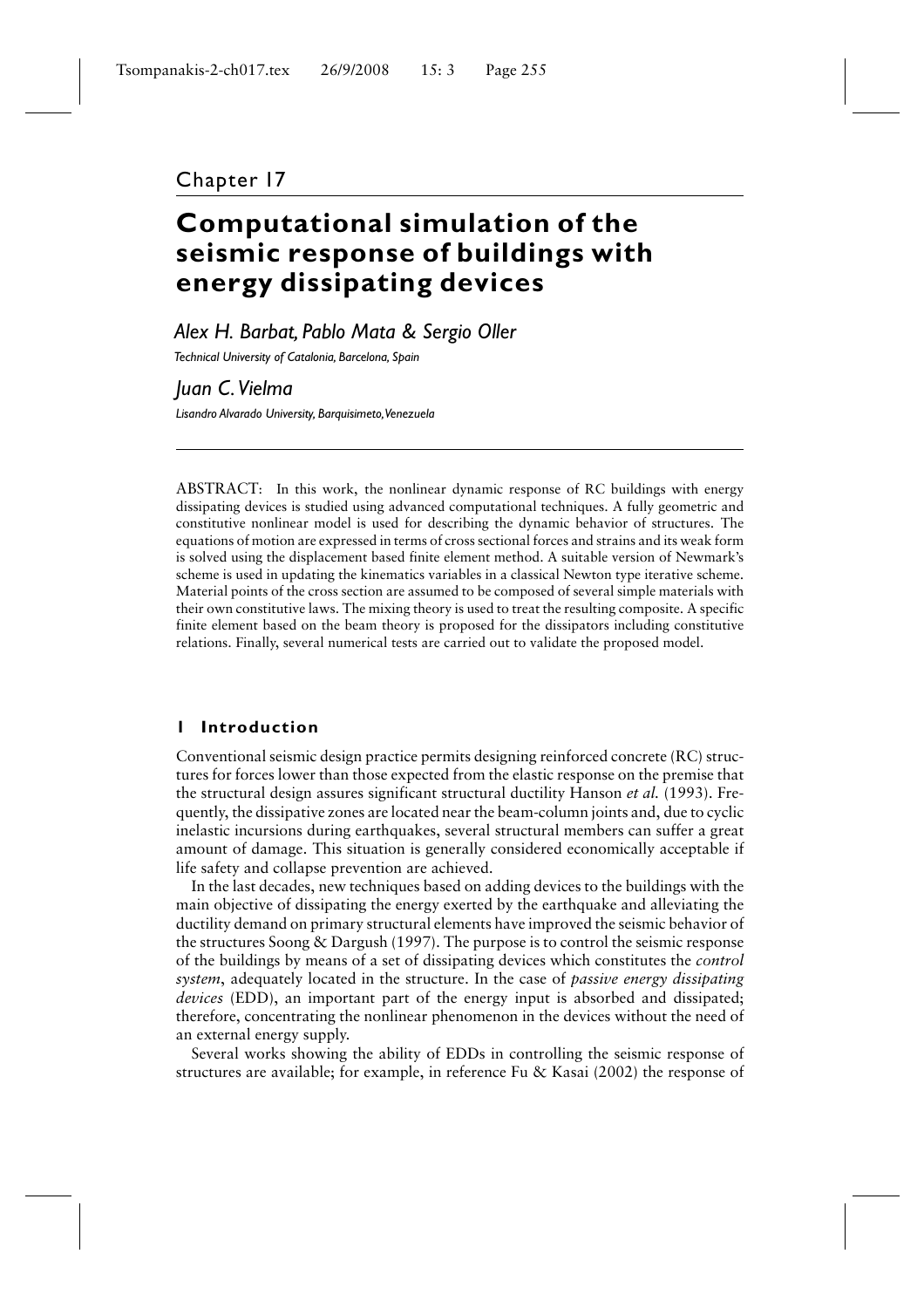Chapter 17

# Computational simulation of the seismic response of buildings with energy dissipating devices

*Alex H. Barbat, Pablo Mata & Sergio Oller*

*Technical University of Catalonia, Barcelona, Spain*

*Juan C. Vielma*

*Lisandro Alvarado University, Barquisimeto, Venezuela*

ABSTRACT: In this work, the nonlinear dynamic response of RC buildings with energy dissipating devices is studied using advanced computational techniques. A fully geometric and constitutive nonlinear model is used for describing the dynamic behavior of structures. The equations of motion are expressed in terms of cross sectional forces and strains and its weak form is solved using the displacement based finite element method. A suitable version of Newmark's scheme is used in updating the kinematics variables in a classical Newton type iterative scheme. Material points of the cross section are assumed to be composed of several simple materials with their own constitutive laws. The mixing theory is used to treat the resulting composite. A specific finite element based on the beam theory is proposed for the dissipators including constitutive relations. Finally, several numerical tests are carried out to validate the proposed model.

## 1 Introduction

Conventional seismic design practice permits designing reinforced concrete (RC) structures for forces lower than those expected from the elastic response on the premise that the structural design assures significant structural ductility Hanson *et al.* (1993). Frequently, the dissipative zones are located near the beam-column joints and, due to cyclic inelastic incursions during earthquakes, several structural members can suffer a great amount of damage. This situation is generally considered economically acceptable if life safety and collapse prevention are achieved.

In the last decades, new techniques based on adding devices to the buildings with the main objective of dissipating the energy exerted by the earthquake and alleviating the ductility demand on primary structural elements have improved the seismic behavior of the structures Soong & Dargush (1997). The purpose is to control the seismic response of the buildings by means of a set of dissipating devices which constitutes the *control system*, adequately located in the structure. In the case of *passive energy dissipating devices* (EDD), an important part of the energy input is absorbed and dissipated; therefore, concentrating the nonlinear phenomenon in the devices without the need of an external energy supply.

Several works showing the ability of EDDs in controlling the seismic response of structures are available; for example, in reference Fu & Kasai (2002) the response of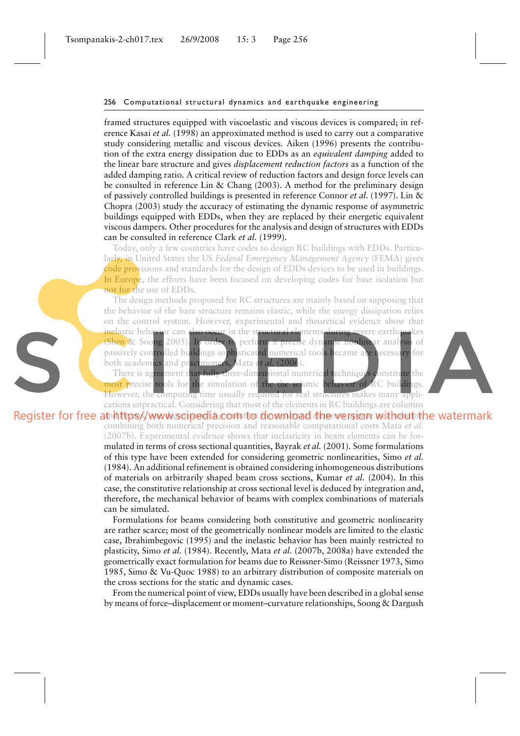framed structures equipped with viscoelastic and viscous devices is compared; in reference Kasai *et al.* (1998) an approximated method is used to carry out a comparative study considering metallic and viscous devices. Aiken (1996) presents the contribution of the extra energy dissipation due to EDDs as an *equivalent damping* added to the linear bare structure and gives *displacement reduction factors* as a function of the added damping ratio. A critical review of reduction factors and design force levels can be consulted in reference Lin & Chang (2003). A method for the preliminary design of passively controlled buildings is presented in reference Connor *et al.* (1997). Lin & Chopra (2003) study the accuracy of estimating the dynamic response of asymmetric buildings equipped with EDDs, when they are replaced by their energetic equivalent viscous dampers. Other procedures for the analysis and design of structures with EDDs can be consulted in reference Clark *et al.* (1999).

Today, only a few countries have codes to design RC buildings with EDDs. Particularly, in United States the US *Federal Emergency Management Agency* (FEMA) gives code provisions and standards for the design of EDDs devices to be used in buildings. In Europe, the efforts have been focused on developing codes for base isolation but not for the use of EDDs.

The design methods proposed for RC structures are mainly based on supposing that the behavior of the bare structure remains elastic, while the energy dissipation relies on the control system. However, experimental and theoretical evidence show that inelastic behavior can also occur in the structural elements during severe earthquakes (Shen & Soong 2005). In order to perform a precise dynamic nonlinear analysis of passively controlled buildings sophisticated numerical tools became are necessary for both academics and practitioners, Mata *et al.* (2006).

There is agreement that fully three-dimensional numerical techniques constitute the most precise tools for the simulation of the the seismic behavior of RC buildings. However, the computing time usually required for real structures makes many applications unpractical. Considering that most of the elements in RC buildings are columns and beams, one-dimensional formulation for structural elements appear as a solution combining both numerical precision and reasonable computational costs Mata *et al.* (2007b). Experimental evidence shows that inelasticity in beam elements can be formulated in terms of cross sectional quantities, Bayrak *et al.* (2001). Some formulations of this type have been extended for considering geometric nonlinearities, Simo *et al.* (1984). An additional refinement is obtained considering inhomogeneous distributions of materials on arbitrarily shaped beam cross sections, Kumar *et al.* (2004). In this case, the constitutive relationship at cross sectional level is deduced by integration and, therefore, the mechanical behavior of beams with complex combinations of materials can be simulated.

Formulations for beams considering both constitutive and geometric nonlinearity are rather scarce; most of the geometrically nonlinear models are limited to the elastic case, Ibrahimbegovic (1995) and the inelastic behavior has been mainly restricted to plasticity, Simo *et al.* (1984). Recently, Mata *et al.* (2007b, 2008a) have extended the geometrically exact formulation for beams due to Reissner-Simo (Reissner 1973, Simo 1985, Simo & Vu-Quoc 1988) to an arbitrary distribution of composite materials on the cross sections for the static and dynamic cases.

From the numerical point of view, EDDs usually have been described in a global sense by means of force–displacement or moment–curvature relationships, Soong & Dargush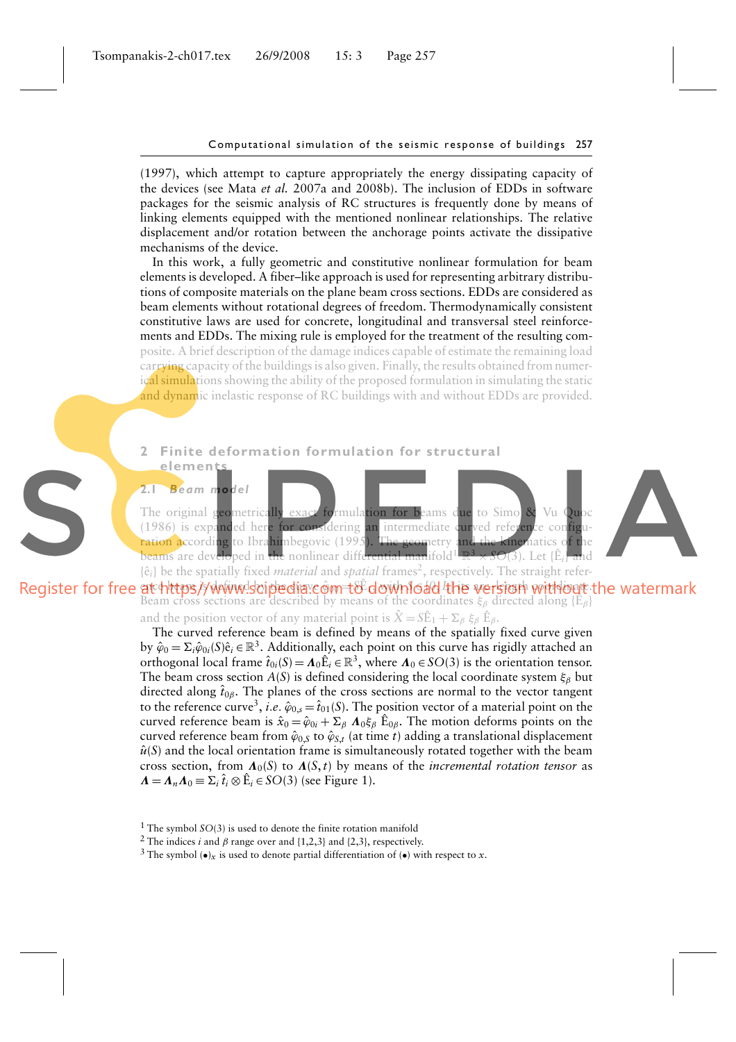(1997), which attempt to capture appropriately the energy dissipating capacity of the devices (see Mata *et al.* 2007a and 2008b). The inclusion of EDDs in software packages for the seismic analysis of RC structures is frequently done by means of linking elements equipped with the mentioned nonlinear relationships. The relative displacement and/or rotation between the anchorage points activate the dissipative mechanisms of the device.

In this work, a fully geometric and constitutive nonlinear formulation for beam elements is developed. A fiber–like approach is used for representing arbitrary distributions of composite materials on the plane beam cross sections. EDDs are considered as beam elements without rotational degrees of freedom. Thermodynamically consistent constitutive laws are used for concrete, longitudinal and transversal steel reinforcements and EDDs. The mixing rule is employed for the treatment of the resulting composite. A brief description of the damage indices capable of estimate the remaining load carrying capacity of the buildings is also given. Finally, the results obtained from numerical simulations showing the ability of the proposed formulation in simulating the static and dynamic inelastic response of RC buildings with and without EDDs are provided.

## 2 Finite deformation formulation for structural elements

### 2.1 *Beam model*

The original geometrically exact formulation for beams due to Simo & Vu Quoc (1986) is expanded here for considering an intermediate curved reference configuration according to Ibrahimbegovic (1995). The geometry and the kinematics of the beams are developed in the nonlinear differential manifold[1] $\mathbb{R}^3 \times SO(3)$. Let $\{\hat{\text{E}}_i\}$ and $\{\hat{\text{e}}_i\}$ be the spatially fixed *material* and *spatial* frames[2], respectively. The straight reference beam is defined by the curve $\hat{\varphi}_0 = S\hat{\text{E}}_1$ with $S \in [0, L]$ its arc-length coordinate. Beam cross sections are described by means of the coordinates $\xi_\beta$ directed along $\{\hat{\text{E}}_\beta\}$ and the position vector of any material point is $\hat{X} = S\hat{\text{E}}_1 + \Sigma_\beta\, \xi_\beta\, \hat{\text{E}}_\beta$.

The curved reference beam is defined by means of the spatially fixed curve given by $\hat{\varphi}_0 = \Sigma_i \hat{\varphi}_{0i}(S)\hat{\text{e}}_i \in \mathbb{R}^3$. Additionally, each point on this curve has rigidly attached an orthogonal local frame $\hat{t}_{0i}(S) = \boldsymbol{\Lambda}_0 \hat{\text{E}}_i \in \mathbb{R}^3$, where $\boldsymbol{\Lambda}_0 \in SO(3)$ is the orientation tensor. The beam cross section $A(S)$ is defined considering the local coordinate system $\xi_\beta$ but directed along $\hat{t}_{0\beta}$. The planes of the cross sections are normal to the vector tangent to the reference curve[3], *i.e.* $\hat{\varphi}_{0,s} = \hat{t}_{01}(S)$. The position vector of a material point on the curved reference beam is $\hat{x}_0 = \hat{\varphi}_{0i} + \Sigma_\beta\, \boldsymbol{\Lambda}_0 \xi_\beta\, \hat{\text{E}}_{0\beta}$. The motion deforms points on the curved reference beam from $\hat{\varphi}_{0,S}$ to $\hat{\varphi}_{S,t}$ (at time $t$) adding a translational displacement $\hat{u}(S)$ and the local orientation frame is simultaneously rotated together with the beam cross section, from $\boldsymbol{\Lambda}_0(S)$ to $\boldsymbol{\Lambda}(S,t)$ by means of the *incremental rotation tensor* as $\boldsymbol{\Lambda} = \boldsymbol{\Lambda}_n \boldsymbol{\Lambda}_0 \equiv \Sigma_i\, \hat{t}_i \otimes \hat{\text{E}}_i \in SO(3)$ (see Figure 1).

[1] The symbol $SO(3)$ is used to denote the finite rotation manifold

[2] The indices $i$ and $\beta$ range over and {1,2,3} and {2,3}, respectively.

[3] The symbol $(\bullet)_x$ is used to denote partial differentiation of $(\bullet)$ with respect to $x$.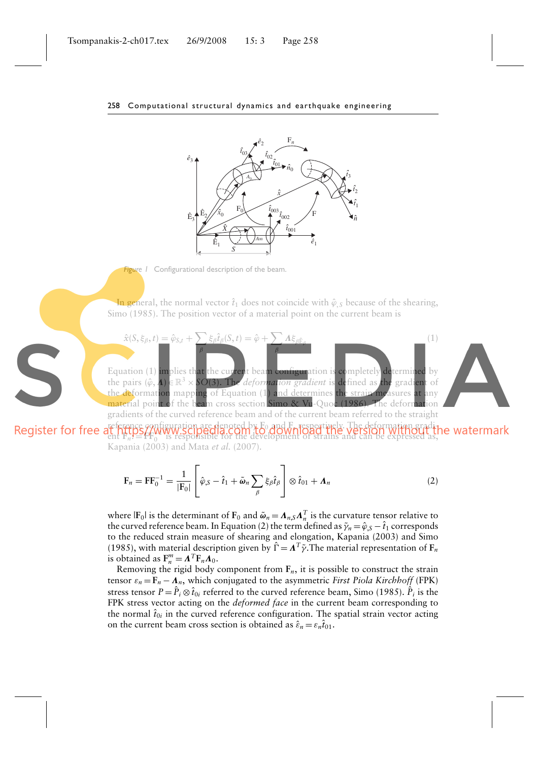Figure 1 Configurational description of the beam.

In general, the normal vector $\hat{t}_1$ does not coincide with $\hat{\varphi}_{,S}$ because of the shearing, Simo (1985). The position vector of a material point on the current beam is

$$\hat{x}(S,\xi_\beta,t) = \hat{\varphi}_{S,t} + \sum_\beta \xi_\beta \hat{t}_\beta(S,t) = \hat{\varphi} + \sum_\beta \boldsymbol{\Lambda}\xi_\beta \hat{E}_\beta \tag{1}$$

Equation (1) implies that the current beam configuration is completely determined by the pairs $(\hat{\varphi}, \boldsymbol{\Lambda}) \in \mathbb{R}^3 \times SO(3)$. The *deformation gradient* is defined as the gradient of the deformation mapping of Equation (1) and determines the strain measures at any material point of the beam cross section Simo & Vu-Quoc (1986). The deformation gradients of the curved reference beam and of the current beam referred to the straight reference configuration are denoted by $\mathbf{F}_0$ and $\mathbf{F}$, respectively. The deformation gradient $\mathbf{F}_n = \mathbf{F}\mathbf{F}_0^{-1}$ is responsible for the development of strains and can be expressed as, Kapania (2003) and Mata *et al.* (2007).

$$\mathbf{F}_n = \mathbf{F}\mathbf{F}_0^{-1} = \frac{1}{|\mathbf{F}_0|}\left[\hat{\varphi}_{,S} - \hat{t}_1 + \tilde{\boldsymbol{\omega}}_n \sum_\beta \xi_\beta \hat{t}_\beta\right] \otimes \hat{t}_{01} + \boldsymbol{\Lambda}_n \tag{2}$$

where $|\mathbf{F}_0|$ is the determinant of $\mathbf{F}_0$ and $\tilde{\boldsymbol{\omega}}_n = \boldsymbol{\Lambda}_{n,S}\boldsymbol{\Lambda}_n^T$ is the curvature tensor relative to the curved reference beam. In Equation (2) the term defined as $\tilde{\gamma}_n = \hat{\varphi}_{,S} - \hat{t}_1$ corresponds to the reduced strain measure of shearing and elongation, Kapania (2003) and Simo (1985), with material description given by $\hat{\Gamma} = \boldsymbol{\Lambda}^T\tilde{\gamma}$. The material representation of $\mathbf{F}_n$ is obtained as $\mathbf{F}_n^m = \boldsymbol{\Lambda}^T\mathbf{F}_n\boldsymbol{\Lambda}_0$.

Removing the rigid body component from $\mathbf{F}_n$, it is possible to construct the strain tensor $\varepsilon_n = \mathbf{F}_n - \boldsymbol{\Lambda}_n$, which conjugated to the asymmetric *First Piola Kirchhoff* (FPK) stress tensor $P = \hat{P}_i \otimes \hat{t}_{0i}$ referred to the curved reference beam, Simo (1985). $\hat{P}_i$ is the FPK stress vector acting on the *deformed face* in the current beam corresponding to the normal $\hat{t}_{0i}$ in the curved reference configuration. The spatial strain vector acting on the current beam cross section is obtained as $\hat{\varepsilon}_n = \varepsilon_n \hat{t}_{01}$.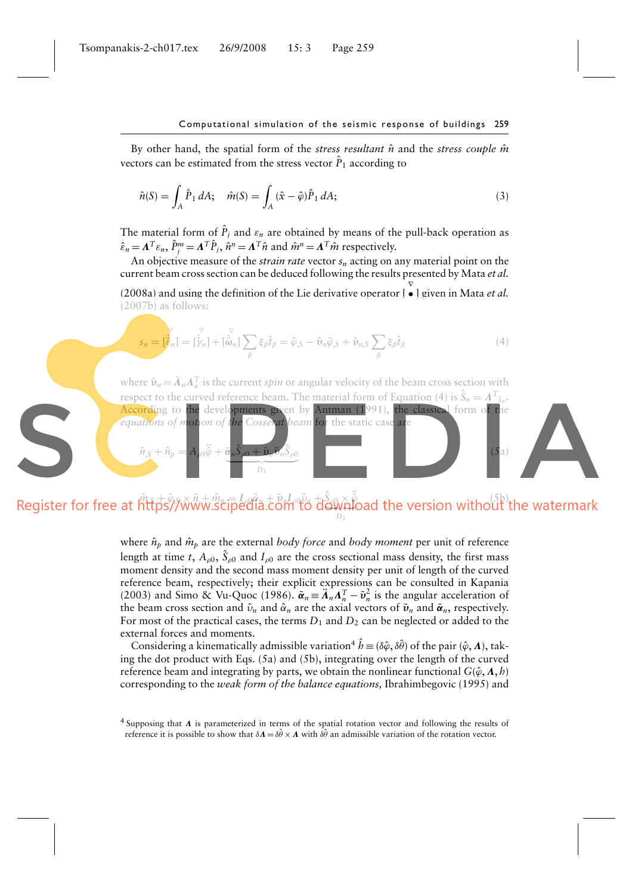By other hand, the spatial form of the *stress resultant* $\hat{n}$ and the *stress couple* $\hat{m}$ vectors can be estimated from the stress vector $\hat{P}_1$ according to

$$\hat{n}(S) = \int_A \hat{P}_1 \, dA; \quad \hat{m}(S) = \int_A (\hat{x} - \hat{\varphi})\hat{P}_1 \, dA; \tag{3}$$

The material form of $\hat{P}_j$ and $\varepsilon_n$ are obtained by means of the pull-back operation as $\hat{\varepsilon}_n = \boldsymbol{\Lambda}^T \varepsilon_n$, $\hat{P}_j^m = \boldsymbol{\Lambda}^T \hat{P}_j$, $\hat{n}^n = \boldsymbol{\Lambda}^T \hat{n}$ and $\hat{m}^n = \boldsymbol{\Lambda}^T \hat{m}$ respectively.

An objective measure of the *strain rate* vector $s_n$ acting on any material point on the current beam cross section can be deduced following the results presented by Mata *et al.* (2008a) and using the definition of the Lie derivative operator $[\overset{\nabla}{\bullet}]$ given in Mata *et al.* (2007b) as follows:

$$s_n = [\overset{\nabla}{\hat{\varepsilon}}_n] = [\overset{\nabla}{\hat{\gamma}}_n] + [\overset{\nabla}{\hat{\omega}}_n] \sum_\beta \xi_\beta \hat{t}_\beta = \hat{\varphi}_{,S} - \hat{v}_n \tilde{\varphi}_{,S} + \hat{v}_{n,S} \sum_\beta \xi_\beta \hat{t}_\beta \tag{4}$$

where $\tilde{v}_n = \dot{\boldsymbol{\Lambda}}_n \boldsymbol{\Lambda}_n^T$ is the current *spin* or angular velocity of the beam cross section with respect to the curved reference beam. The material form of Equation (4) is $\hat{S}_n = \boldsymbol{\Lambda}^T s_n$. According to the developments given by Antman (1991), the classical form of the *equations of motion of the Cosserat beam* for the static case are

$$\hat{n}_{,S} + \hat{n}_p = A_{\rho 0}\ddot{\hat{\varphi}} + \underbrace{\tilde{\alpha}_n \hat{S}_{\rho 0} + \tilde{v}_n \tilde{v}_n \hat{S}_{\rho 0}}_{D_1} \tag{5a}$$

$$\hat{m}_{,S} + \hat{\varphi}_{,S} \times \hat{n} + \hat{m}_p = I_{\rho 0}\hat{\alpha}_n + \tilde{v}_n I_{\rho 0}\hat{v}_n + \underbrace{\hat{S}_{\rho 0} \times \ddot{\hat{\varphi}}}_{D_2} \tag{5b}$$

where $\hat{n}_p$ and $\hat{m}_p$ are the external *body force* and *body moment* per unit of reference length at time $t$, $A_{\rho 0}$, $\hat{S}_{\rho 0}$ and $I_{\rho 0}$ are the cross sectional mass density, the first mass moment density and the second mass moment density per unit of length of the curved reference beam, respectively; their explicit expressions can be consulted in Kapania (2003) and Simo & Vu-Quoc (1986). $\tilde{\boldsymbol{\alpha}}_n \equiv \ddot{\boldsymbol{\Lambda}}_n \boldsymbol{\Lambda}_n^T - \tilde{\boldsymbol{v}}_n^2$ is the angular acceleration of the beam cross section and $\hat{v}_n$ and $\hat{\alpha}_n$ are the axial vectors of $\tilde{\boldsymbol{v}}_n$ and $\tilde{\boldsymbol{\alpha}}_n$, respectively. For most of the practical cases, the terms $D_1$ and $D_2$ can be neglected or added to the external forces and moments.

Considering a kinematically admissible variation[4] $\hat{h} \equiv (\delta\hat{\varphi}, \delta\hat{\theta})$ of the pair $(\hat{\varphi}, \boldsymbol{\Lambda})$, taking the dot product with Eqs. (5a) and (5b), integrating over the length of the curved reference beam and integrating by parts, we obtain the nonlinear functional $G(\hat{\varphi}, \boldsymbol{\Lambda}, h)$ corresponding to the *weak form of the balance equations,* Ibrahimbegovic (1995) and

[4] Supposing that $\boldsymbol{\Lambda}$ is parameterized in terms of the spatial rotation vector and following the results of reference it is possible to show that $\delta\boldsymbol{\Lambda} = \delta\tilde{\theta} \times \boldsymbol{\Lambda}$ with $\delta\hat{\theta}$ an admissible variation of the rotation vector.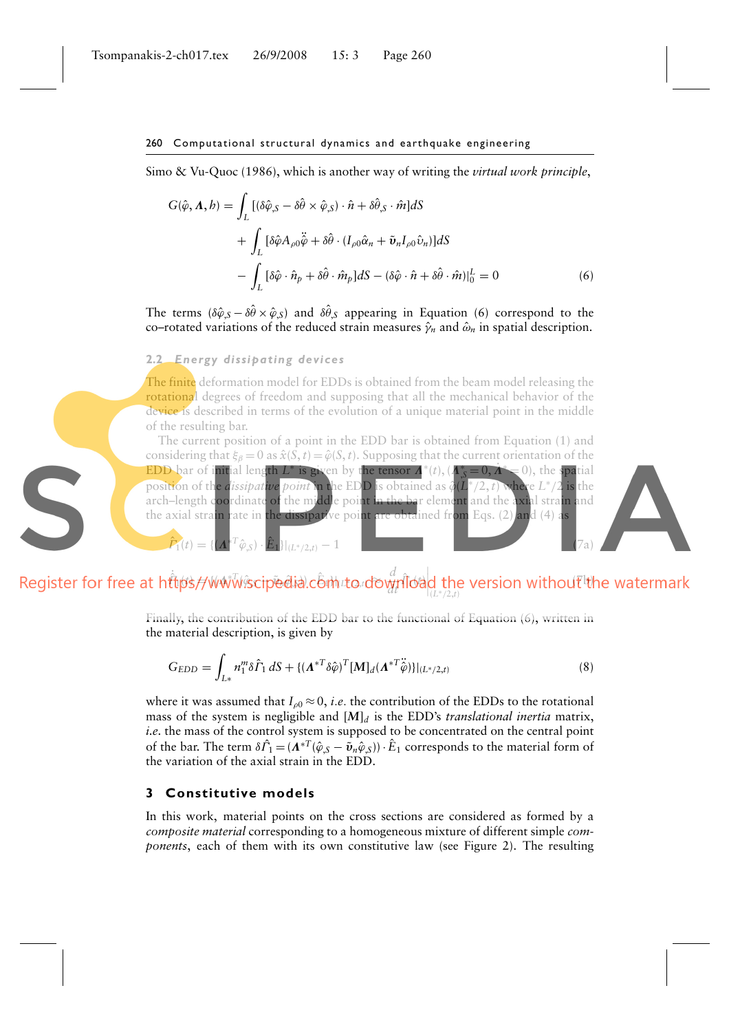Simo & Vu-Quoc (1986), which is another way of writing the *virtual work principle*,

$$G(\hat{\varphi}, \boldsymbol{\Lambda}, h) = \int_L [(\delta\hat{\varphi}_{,S} - \delta\hat{\theta} \times \hat{\varphi}_{,S}) \cdot \hat{n} + \delta\hat{\theta}_{,S} \cdot \hat{m}]dS$$
$$+ \int_L [\delta\hat{\varphi} A_{\rho 0}\ddot{\hat{\varphi}} + \delta\hat{\theta} \cdot (I_{\rho 0}\hat{\alpha}_n + \tilde{\boldsymbol{v}}_n I_{\rho 0}\hat{v}_n)]dS$$
$$- \int_L [\delta\hat{\varphi} \cdot \hat{n}_p + \delta\hat{\theta} \cdot \hat{m}_p]dS - (\delta\hat{\varphi} \cdot \hat{n} + \delta\hat{\theta} \cdot \hat{m})|_0^L = 0 \quad (6)$$

The terms $(\delta\hat{\varphi}_{,S} - \delta\hat{\theta} \times \hat{\varphi}_{,S})$ and $\delta\hat{\theta}_{,S}$ appearing in Equation (6) correspond to the co–rotated variations of the reduced strain measures $\hat{\gamma}_n$ and $\hat{\omega}_n$ in spatial description.

### 2.2 Energy dissipating devices

The finite deformation model for EDDs is obtained from the beam model releasing the rotational degrees of freedom and supposing that all the mechanical behavior of the device is described in terms of the evolution of a unique material point in the middle of the resulting bar.

The current position of a point in the EDD bar is obtained from Equation (1) and considering that $\xi_\beta = 0$ as $\hat{x}(S,t) = \hat{\varphi}(S,t)$. Supposing that the current orientation of the EDD bar of initial length $L^*$ is given by the tensor $\boldsymbol{\Lambda}^*(t)$, $(\boldsymbol{\Lambda}^*_{,S} = 0, \dot{\boldsymbol{\Lambda}}^* = 0)$, the spatial position of the *dissipative point* in the EDD is obtained as $\hat{\varphi}(L^*/2, t)$ where $L^*/2$ is the arch–length coordinate of the middle point in the bar element and the axial strain and the axial strain rate in the dissipative point are obtained from Eqs. (2) and (4) as

$$\hat{\Gamma}_1(t) = \{(\boldsymbol{\Lambda}^{*T}\hat{\varphi}_{,S}) \cdot \hat{E}_1\}|_{(L^*/2,t)} - 1 \quad (7a)$$

$$\dot{\hat{\Gamma}}_1(t) = \{(\boldsymbol{\Lambda}^{*T}(\dot{\hat{\varphi}}_{,S} - \tilde{\boldsymbol{v}}_n\hat{\varphi}_{,S})) \cdot \hat{E}_1\}|_{(L^*/2,t)} = \frac{d}{dt}\hat{\Gamma}_1(t)\Big|_{(L^*/2,t)} \quad (7b)$$

Finally, the contribution of the EDD bar to the functional of Equation (6), written in the material description, is given by

$$G_{EDD} = \int_{L*} n_1^m \delta\hat{\Gamma}_1\, dS + \{(\boldsymbol{\Lambda}^{*T}\delta\hat{\varphi})^T[\boldsymbol{M}]_d(\boldsymbol{\Lambda}^{*T}\ddot{\hat{\varphi}})\}|_{(L^*/2,t)} \quad (8)$$

where it was assumed that $I_{\rho 0} \approx 0$, *i.e.* the contribution of the EDDs to the rotational mass of the system is negligible and $[\boldsymbol{M}]_d$ is the EDD's *translational inertia* matrix, *i.e.* the mass of the control system is supposed to be concentrated on the central point of the bar. The term $\delta\hat{\Gamma}_1 = (\boldsymbol{\Lambda}^{*T}(\hat{\varphi}_{,S} - \tilde{\boldsymbol{v}}_n\hat{\varphi}_{,S})) \cdot \hat{E}_1$ corresponds to the material form of the variation of the axial strain in the EDD.

## 3 Constitutive models

In this work, material points on the cross sections are considered as formed by a *composite material* corresponding to a homogeneous mixture of different simple *components*, each of them with its own constitutive law (see Figure 2). The resulting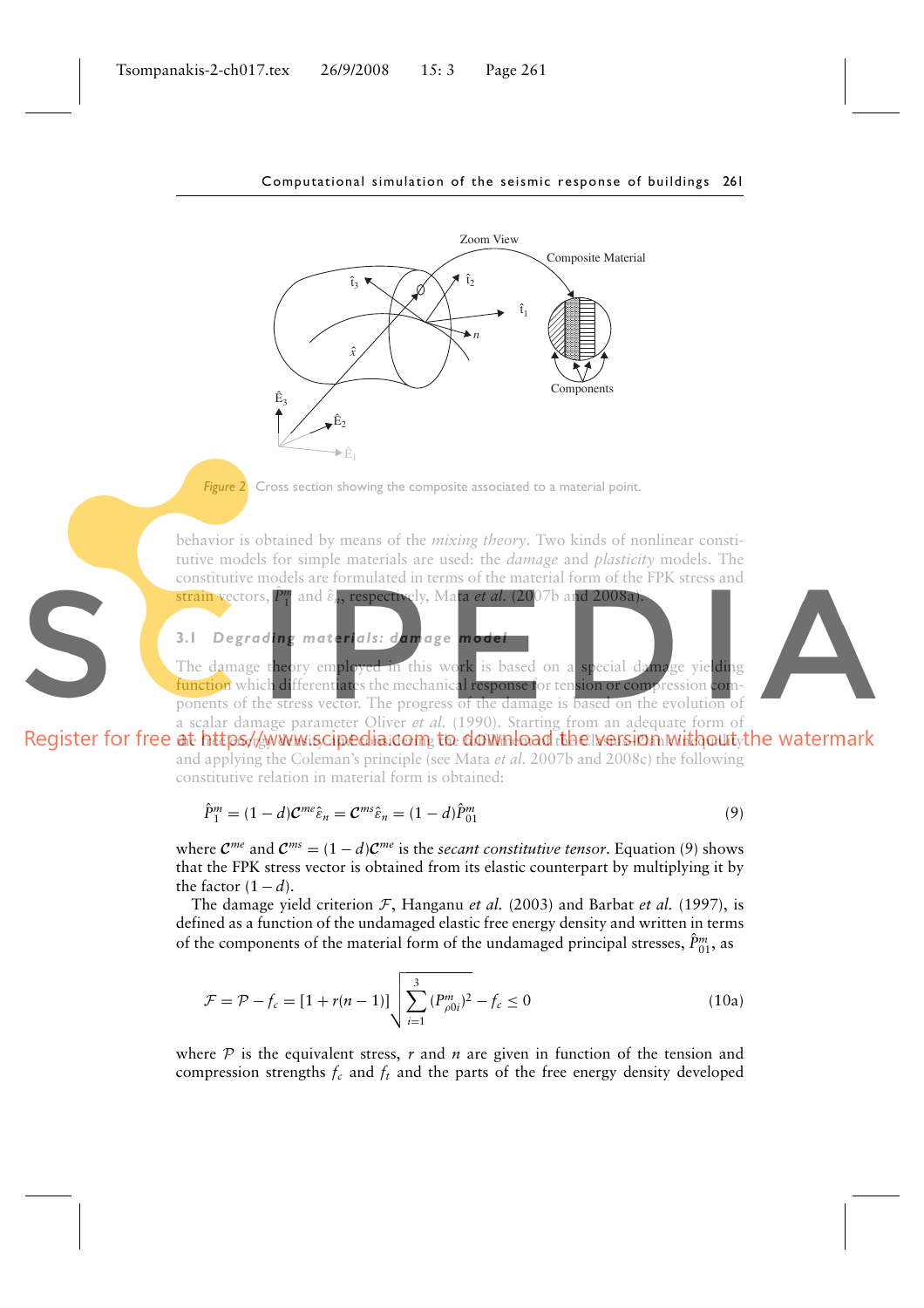Figure 2 Cross section showing the composite associated to a material point.

behavior is obtained by means of the *mixing theory*. Two kinds of nonlinear constitutive models for simple materials are used: the *damage* and *plasticity* models. The constitutive models are formulated in terms of the material form of the FPK stress and strain vectors, $\hat{P}_1^m$ and $\hat{\varepsilon}_n$, respectively, Mata *et al.* (2007b and 2008a).

### 3.1 Degrading materials: damage model

The damage theory employed in this work is based on a special damage yielding function which differentiates the mechanical response for tension or compression components of the stress vector. The progress of the damage is based on the evolution of a scalar damage parameter Oliver *et al.* (1990). Starting from an adequate form of the free energy density considering the undamaged and the damaged material equality and applying the Coleman's principle (see Mata *et al.* 2007b and 2008c) the following constitutive relation in material form is obtained:

$$\hat{P}_1^m = (1-d)\mathcal{C}^{me}\hat{\varepsilon}_n = \mathcal{C}^{ms}\hat{\varepsilon}_n = (1-d)\hat{P}_{01}^m \tag{9}$$

where $\mathcal{C}^{me}$ and $\mathcal{C}^{ms} = (1-d)\mathcal{C}^{me}$ is the *secant constitutive tensor*. Equation (9) shows that the FPK stress vector is obtained from its elastic counterpart by multiplying it by the factor $(1-d)$.

The damage yield criterion $\mathcal{F}$, Hanganu *et al.* (2003) and Barbat *et al.* (1997), is defined as a function of the undamaged elastic free energy density and written in terms of the components of the material form of the undamaged principal stresses, $\hat{P}_{01}^m$, as

$$\mathcal{F} = \mathcal{P} - f_c = [1 + r(n-1)]\sqrt{\sum_{i=1}^{3}(P_{\rho 0i}^m)^2} - f_c \leq 0 \tag{10a}$$

where $\mathcal{P}$ is the equivalent stress, $r$ and $n$ are given in function of the tension and compression strengths $f_c$ and $f_t$ and the parts of the free energy density developed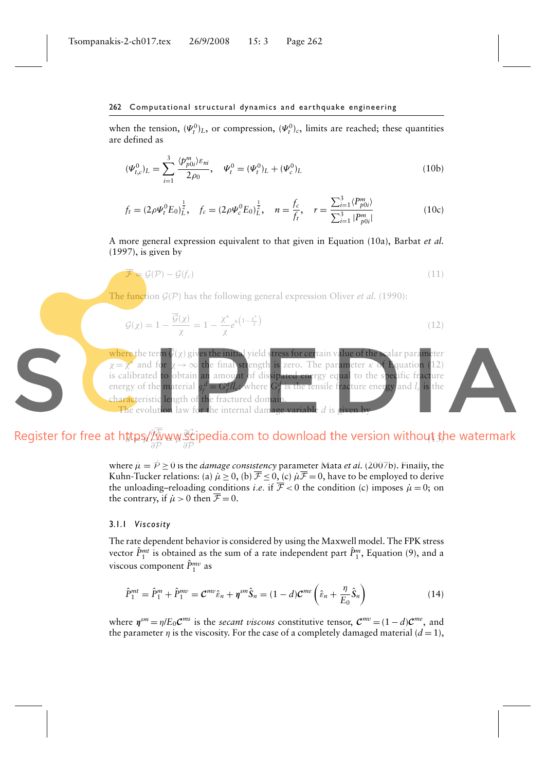when the tension, $(\Psi_t^0)_L$, or compression, $(\Psi_t^0)_c$, limits are reached; these quantities are defined as

$$(\Psi_{t,c}^0)_L = \sum_{i=1}^{3} \frac{\langle p_{p0i}^m \rangle \varepsilon_{ni}}{2\rho_0}, \quad \Psi_t^0 = (\Psi_t^0)_L + (\Psi_c^0)_L \tag{10b}$$

$$f_t = (2\rho \Psi_t^0 E_0)_L^{\frac{1}{2}}, \quad f_c = (2\rho \Psi_c^0 E_0)_L^{\frac{1}{2}}, \quad n = \frac{f_c}{f_t}, \quad r = \frac{\sum_{i=1}^{3} \langle P_{p0i}^m \rangle}{\sum_{i=1}^{3} |P_{p0i}^m|} \tag{10c}$$

A more general expression equivalent to that given in Equation (10a), Barbat *et al.* (1997), is given by

$$\overline{\mathcal{F}} = \mathcal{G}(\mathcal{P}) - \mathcal{G}(f_c) \tag{11}$$

The function $\mathcal{G}(\mathcal{P})$ has the following general expression Oliver *et al.* (1990):

$$\mathcal{G}(\chi) = 1 - \frac{\overline{\mathcal{G}}(\chi)}{\chi} = 1 - \frac{\chi^*}{\chi} e^{\kappa\left(1 - \frac{\chi^*}{\chi}\right)} \tag{12}$$

where the term $\overline{\mathcal{G}}(\chi)$ gives the initial yield stress for certain value of the scalar parameter $\chi = \chi^*$ and for $\chi \to \infty$ the final strength is zero. The parameter $\kappa$ of Equation (12) is calibrated to obtain an amount of dissipated energy equal to the specific fracture energy of the material $g_f^d = G_f^d / l_c$; where $G_f^d$ is the tensile fracture energy and $l_c$ is the characteristic length of the fractured domain.

The evolution law for the internal damage variable $d$ is given by

$$\dot{d} = \dot{\mu} \frac{\partial \overline{\mathcal{F}}}{\partial \mathcal{P}} = \dot{\mu} \frac{\partial \mathcal{G}}{\partial \mathcal{P}} \tag{13}$$

where $\dot{\mu} = \dot{\mathcal{P}} \geq 0$ is the *damage consistency* parameter Mata *et al.* (2007b). Finally, the Kuhn-Tucker relations: (a) $\dot{\mu} \geq 0$, (b) $\overline{\mathcal{F}} \leq 0$, (c) $\dot{\mu}\overline{\mathcal{F}} = 0$, have to be employed to derive the unloading–reloading conditions *i.e.* if $\overline{\mathcal{F}} < 0$ the condition (c) imposes $\dot{\mu} = 0$; on the contrary, if $\dot{\mu} > 0$ then $\overline{\mathcal{F}} = 0$.

#### 3.1.1 *Viscosity*

The rate dependent behavior is considered by using the Maxwell model. The FPK stress vector $\hat{P}_1^{mt}$ is obtained as the sum of a rate independent part $\hat{P}_1^m$, Equation (9), and a viscous component $\hat{P}_1^{mv}$ as

$$\hat{P}_1^{mt} = \hat{P}_1^m + \hat{P}_1^{mv} = \mathcal{C}^{mv}\hat{\varepsilon}_n + \boldsymbol{\eta}^{sm}\hat{S}_n = (1-d)\mathcal{C}^{me}\left(\hat{\varepsilon}_n + \frac{\eta}{E_0}\hat{S}_n\right) \tag{14}$$

where $\boldsymbol{\eta}^{sm} = \eta / E_0 \mathcal{C}^{ms}$ is the *secant viscous* constitutive tensor, $\mathcal{C}^{mv} = (1-d)\mathcal{C}^{me}$, and the parameter $\eta$ is the viscosity. For the case of a completely damaged material ($d = 1$),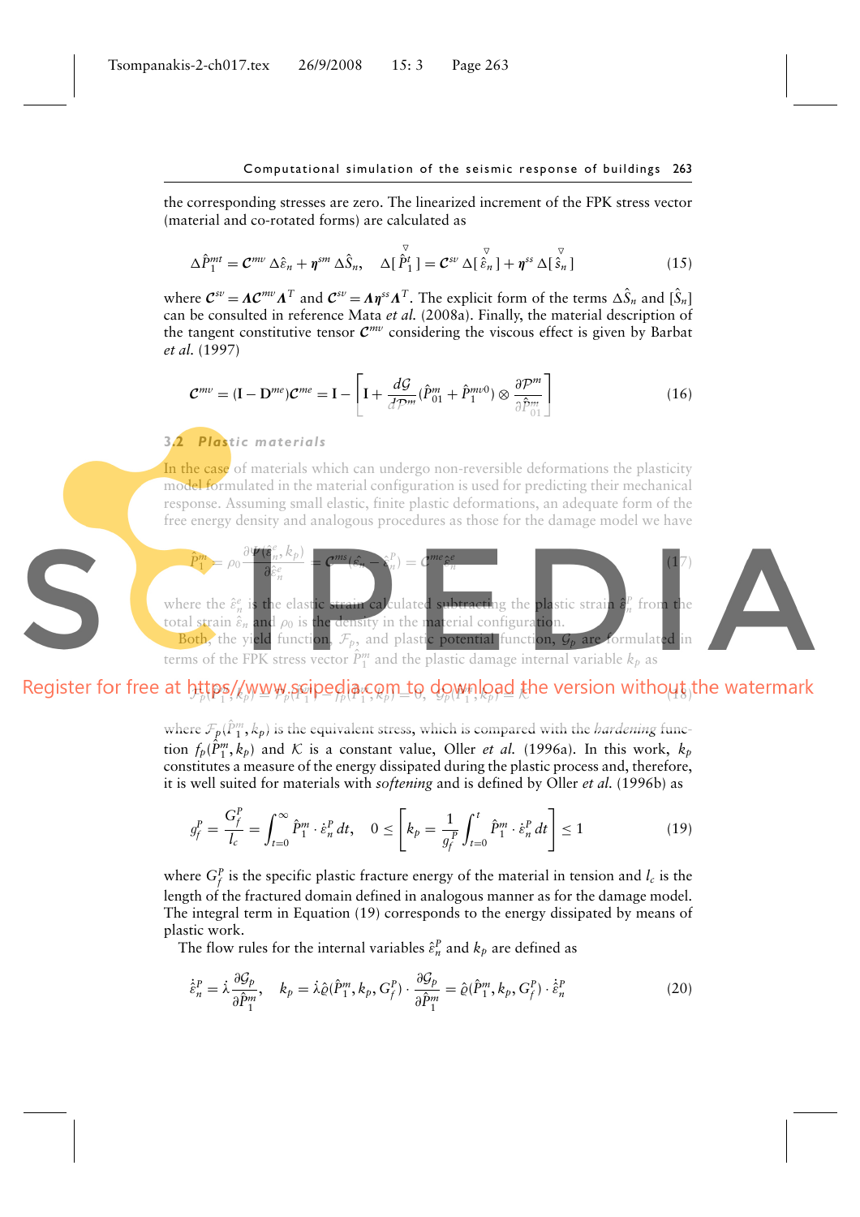the corresponding stresses are zero. The linearized increment of the FPK stress vector (material and co-rotated forms) are calculated as

$$\Delta\hat{P}_1^{mt} = \mathcal{C}^{mv}\,\Delta\hat{\varepsilon}_n + \boldsymbol{\eta}^{sm}\,\Delta\hat{S}_n, \quad \Delta[\overset{\triangledown}{\hat{P}_1^t}] = \mathcal{C}^{sv}\,\Delta[\overset{\triangledown}{\hat{\varepsilon}_n}] + \boldsymbol{\eta}^{ss}\,\Delta[\overset{\triangledown}{\hat{s}_n}] \tag{15}$$

where $\mathcal{C}^{sv} = \boldsymbol{\Lambda}\mathcal{C}^{mv}\boldsymbol{\Lambda}^T$ and $\mathcal{C}^{sv} = \boldsymbol{\Lambda}\boldsymbol{\eta}^{ss}\boldsymbol{\Lambda}^T$. The explicit form of the terms $\Delta\hat{S}_n$ and $[\hat{S}_n]$ can be consulted in reference Mata *et al.* (2008a). Finally, the material description of the tangent constitutive tensor $\mathcal{C}^{mv}$ considering the viscous effect is given by Barbat *et al.* (1997)

$$\mathcal{C}^{mv} = (\mathbf{I} - \mathbf{D}^{me})\mathcal{C}^{me} = \mathbf{I} - \left[\mathbf{I} + \frac{d\mathcal{G}}{d\mathcal{P}^m}(\hat{P}_{01}^m + \hat{P}_1^{mv0}) \otimes \frac{\partial\mathcal{P}^m}{\partial\hat{P}_{01}^m}\right] \tag{16}$$

## 3.2 Plastic materials

In the case of materials which can undergo non-reversible deformations the plasticity model formulated in the material configuration is used for predicting their mechanical response. Assuming small elastic, finite plastic deformations, an adequate form of the free energy density and analogous procedures as those for the damage model we have

$$\hat{P}_1^m = \rho_0 \frac{\partial\Psi(\hat{\varepsilon}_n^e, k_p)}{\partial\hat{\varepsilon}_n^e} = \mathcal{C}^{ms}(\hat{\varepsilon}_n - \hat{\varepsilon}_n^P) = \mathcal{C}^{me}\hat{\varepsilon}_n^e \tag{17}$$

where the $\hat{\varepsilon}_n^e$ is the elastic strain calculated subtracting the plastic strain $\hat{\varepsilon}_n^P$ from the total strain $\hat{\varepsilon}_n$ and $\rho_0$ is the density in the material configuration.

Both, the yield function, $\mathcal{F}_p$, and plastic potential function, $\mathcal{G}_p$ are formulated in terms of the FPK stress vector $\hat{P}_1^m$ and the plastic damage internal variable $k_p$ as

$$\mathcal{F}_p(\hat{P}_1^m, k_p) = \mathcal{F}_p(\hat{P}_1^m) - f_p(\hat{P}_1^m, k_p) = 0, \quad \mathcal{G}_p(\hat{P}_1^m, k_p) = \mathcal{K} \tag{18}$$

where $\mathcal{F}_p(\hat{P}_1^m, k_p)$ is the equivalent stress, which is compared with the *hardening* function $f_p(\hat{P}_1^m, k_p)$ and $\mathcal{K}$ is a constant value, Oller *et al.* (1996a). In this work, $k_p$ constitutes a measure of the energy dissipated during the plastic process and, therefore, it is well suited for materials with *softening* and is defined by Oller *et al.* (1996b) as

$$g_f^P = \frac{G_f^P}{l_c} = \int_{t=0}^{\infty} \hat{P}_1^m \cdot \dot{\varepsilon}_n^P\,dt, \quad 0 \leq \left[k_p = \frac{1}{g_f^P}\int_{t=0}^{t} \hat{P}_1^m \cdot \dot{\varepsilon}_n^P\,dt\right] \leq 1 \tag{19}$$

where $G_f^P$ is the specific plastic fracture energy of the material in tension and $l_c$ is the length of the fractured domain defined in analogous manner as for the damage model. The integral term in Equation (19) corresponds to the energy dissipated by means of plastic work.

The flow rules for the internal variables $\hat{\varepsilon}_n^P$ and $k_p$ are defined as

$$\dot{\hat{\varepsilon}}_n^P = \dot{\lambda}\frac{\partial\mathcal{G}_p}{\partial\hat{P}_1^m}, \quad k_p = \dot{\lambda}\hat{\varrho}(\hat{P}_1^m, k_p, G_f^P) \cdot \frac{\partial\mathcal{G}_p}{\partial\hat{P}_1^m} = \hat{\varrho}(\hat{P}_1^m, k_p, G_f^P) \cdot \dot{\hat{\varepsilon}}_n^P \tag{20}$$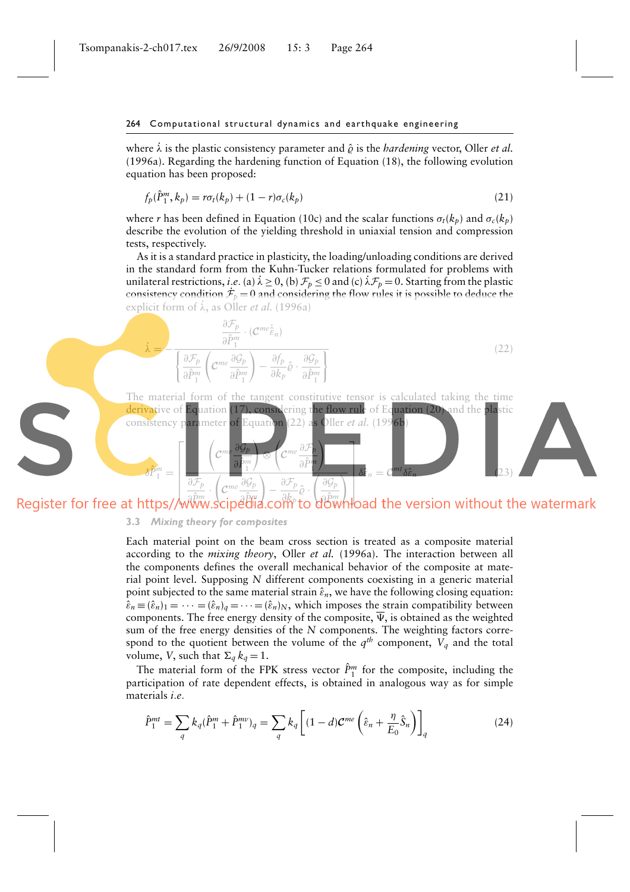where $\dot{\lambda}$ is the plastic consistency parameter and $\hat{\varrho}$ is the *hardening* vector, Oller *et al.* (1996a). Regarding the hardening function of Equation (18), the following evolution equation has been proposed:

$$f_p(\hat{P}_1^m, k_p) = r\sigma_t(k_p) + (1-r)\sigma_c(k_p) \tag{21}$$

where $r$ has been defined in Equation (10c) and the scalar functions $\sigma_t(k_p)$ and $\sigma_c(k_p)$ describe the evolution of the yielding threshold in uniaxial tension and compression tests, respectively.

As it is a standard practice in plasticity, the loading/unloading conditions are derived in the standard form from the Kuhn-Tucker relations formulated for problems with unilateral restrictions, *i.e.* (a) $\dot{\lambda} \geq 0$, (b) $\mathcal{F}_p \leq 0$ and (c) $\dot{\lambda}\mathcal{F}_p = 0$. Starting from the plastic consistency condition $\dot{\mathcal{F}}_p = 0$ and considering the flow rules it is possible to deduce the explicit form of $\dot{\lambda}$, as Oller *et al.* (1996a)

$$\dot{\lambda} = -\frac{\dfrac{\partial \mathcal{F}_p}{\partial \hat{P}_1^m} \cdot (\mathcal{C}^{me}\dot{\hat{\varepsilon}}_n)}{\left\{ \dfrac{\partial \mathcal{F}_p}{\partial \hat{P}_1^m}\left(\mathcal{C}^{me}\dfrac{\partial \mathcal{G}_p}{\partial \hat{P}_1^m}\right) - \dfrac{\partial f_p}{\partial k_p}\hat{\varrho} \cdot \dfrac{\partial \mathcal{G}_p}{\partial \hat{P}_1^m} \right\}} \tag{22}$$

The material form of the tangent constitutive tensor is calculated taking the time derivative of Equation (17), considering the flow rule of Equation (20) and the plastic consistency parameter of Equation (22) as Oller *et al.* (1996b)

$$\delta\hat{P}_1^m = \left[ \frac{\left(\mathcal{C}^{me}\dfrac{\partial \mathcal{G}_p}{\partial \hat{P}_1^m}\right) \otimes \left(\mathcal{C}^{me}\dfrac{\partial \mathcal{F}_p}{\partial \hat{P}_1^m}\right)}{\dfrac{\partial \mathcal{F}_p}{\partial \hat{P}_1^m} \cdot \left(\mathcal{C}^{me}\dfrac{\partial \mathcal{G}_p}{\partial \hat{P}_1^m}\right) - \dfrac{\partial \mathcal{F}_p}{\partial k_p}\hat{\varrho} \cdot \left(\dfrac{\partial \mathcal{G}_p}{\partial \hat{P}_1^m}\right)} \right] \delta\hat{\varepsilon}_n = \mathcal{C}^{mt}\delta\hat{\varepsilon}_n \tag{23}$$

### 3.3 *Mixing theory for composites*

Each material point on the beam cross section is treated as a composite material according to the *mixing theory*, Oller *et al.* (1996a). The interaction between all the components defines the overall mechanical behavior of the composite at material point level. Supposing $N$ different components coexisting in a generic material point subjected to the same material strain $\hat{\varepsilon}_n$, we have the following closing equation: $\hat{\varepsilon}_n \equiv (\hat{\varepsilon}_n)_1 = \cdots = (\hat{\varepsilon}_n)_q = \cdots = (\hat{\varepsilon}_n)_N$, which imposes the strain compatibility between components. The free energy density of the composite, $\overline{\Psi}$, is obtained as the weighted sum of the free energy densities of the $N$ components. The weighting factors correspond to the quotient between the volume of the $q^{th}$ component, $V_q$ and the total volume, $V$, such that $\Sigma_q k_q = 1$.

The material form of the FPK stress vector $\hat{P}_1^m$ for the composite, including the participation of rate dependent effects, is obtained in analogous way as for simple materials *i.e.*

$$\hat{P}_1^{mt} = \sum_q k_q(\hat{P}_1^m + \hat{P}_1^{mv})_q = \sum_q k_q\left[(1-d)\mathcal{C}^{me}\left(\hat{\varepsilon}_n + \frac{\eta}{E_0}\hat{S}_n\right)\right]_q \tag{24}$$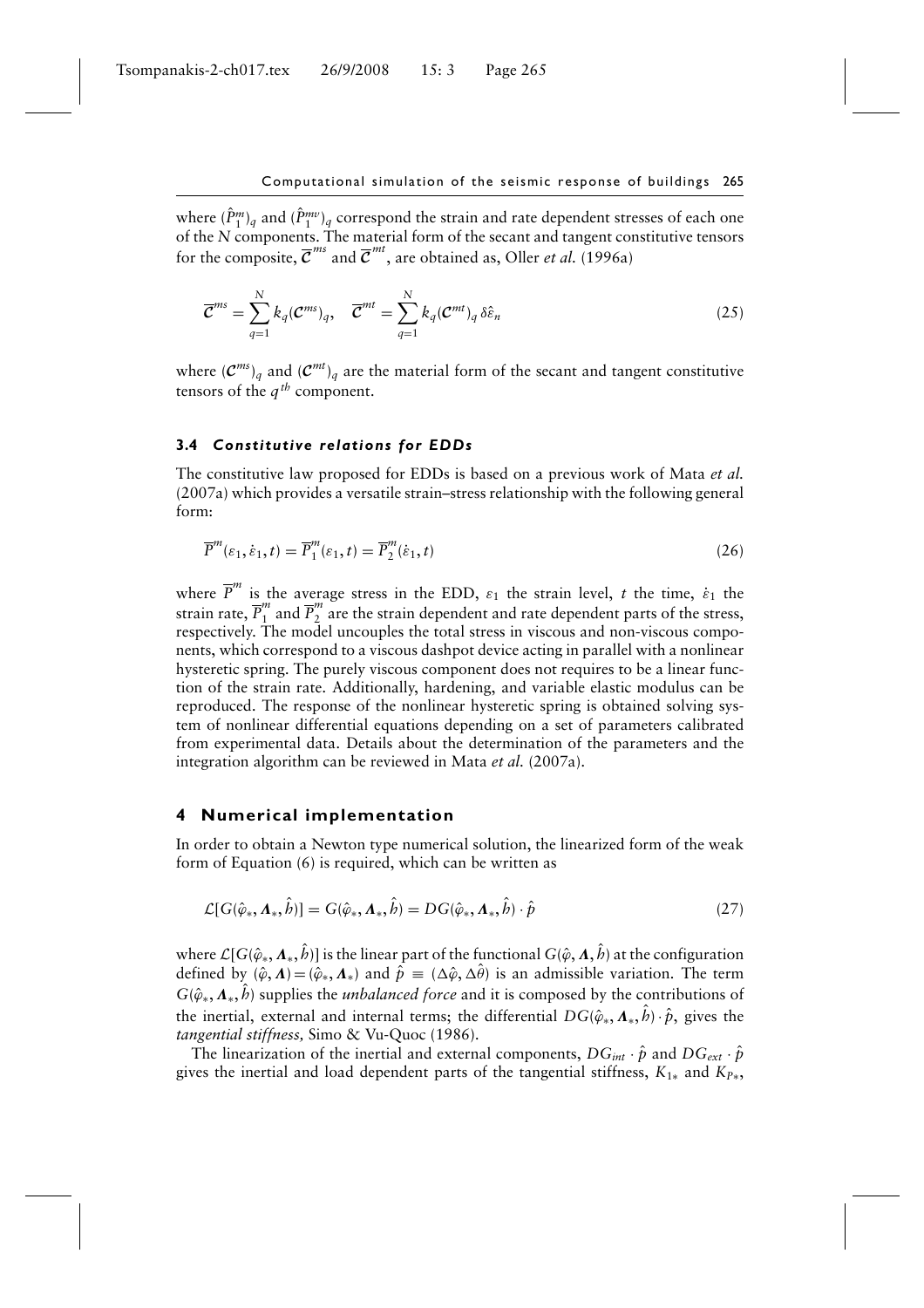where $(\hat{P}_1^m)_q$ and $(\hat{P}_1^{mv})_q$ correspond the strain and rate dependent stresses of each one of the $N$ components. The material form of the secant and tangent constitutive tensors for the composite, $\overline{\mathcal{C}}^{ms}$ and $\overline{\mathcal{C}}^{mt}$, are obtained as, Oller *et al.* (1996a)

$$\overline{\mathcal{C}}^{ms} = \sum_{q=1}^{N} k_q (\mathcal{C}^{ms})_q, \quad \overline{\mathcal{C}}^{mt} = \sum_{q=1}^{N} k_q (\mathcal{C}^{mt})_q \, \delta\hat{\varepsilon}_n \tag{25}$$

where $(\mathcal{C}^{ms})_q$ and $(\mathcal{C}^{mt})_q$ are the material form of the secant and tangent constitutive tensors of the $q^{th}$ component.

### 3.4 *Constitutive relations for EDDs*

The constitutive law proposed for EDDs is based on a previous work of Mata *et al.* (2007a) which provides a versatile strain–stress relationship with the following general form:

$$\overline{P}^m(\varepsilon_1, \dot{\varepsilon}_1, t) = \overline{P}_1^m(\varepsilon_1, t) = \overline{P}_2^m(\dot{\varepsilon}_1, t) \tag{26}$$

where $\overline{P}^m$ is the average stress in the EDD, $\varepsilon_1$ the strain level, $t$ the time, $\dot{\varepsilon}_1$ the strain rate, $\overline{P}_1^m$ and $\overline{P}_2^m$ are the strain dependent and rate dependent parts of the stress, respectively. The model uncouples the total stress in viscous and non-viscous components, which correspond to a viscous dashpot device acting in parallel with a nonlinear hysteretic spring. The purely viscous component does not requires to be a linear function of the strain rate. Additionally, hardening, and variable elastic modulus can be reproduced. The response of the nonlinear hysteretic spring is obtained solving system of nonlinear differential equations depending on a set of parameters calibrated from experimental data. Details about the determination of the parameters and the integration algorithm can be reviewed in Mata *et al.* (2007a).

## 4 Numerical implementation

In order to obtain a Newton type numerical solution, the linearized form of the weak form of Equation (6) is required, which can be written as

$$\mathcal{L}[G(\hat{\varphi}_*, \boldsymbol{\Lambda}_*, \hat{h})] = G(\hat{\varphi}_*, \boldsymbol{\Lambda}_*, \hat{h}) = DG(\hat{\varphi}_*, \boldsymbol{\Lambda}_*, \hat{h}) \cdot \hat{p} \tag{27}$$

where $\mathcal{L}[G(\hat{\varphi}_*, \boldsymbol{\Lambda}_*, \hat{h})]$ is the linear part of the functional $G(\hat{\varphi}, \boldsymbol{\Lambda}, \hat{h})$ at the configuration defined by $(\hat{\varphi}, \boldsymbol{\Lambda}) = (\hat{\varphi}_*, \boldsymbol{\Lambda}_*)$ and $\hat{p} \equiv (\Delta\hat{\varphi}, \Delta\hat{\theta})$ is an admissible variation. The term $G(\hat{\varphi}_*, \boldsymbol{\Lambda}_*, \hat{h})$ supplies the *unbalanced force* and it is composed by the contributions of the inertial, external and internal terms; the differential $DG(\hat{\varphi}_*, \boldsymbol{\Lambda}_*, \hat{h}) \cdot \hat{p}$, gives the *tangential stiffness,* Simo & Vu-Quoc (1986).

The linearization of the inertial and external components, $DG_{int} \cdot \hat{p}$ and $DG_{ext} \cdot \hat{p}$ gives the inertial and load dependent parts of the tangential stiffness, $K_{1*}$ and $K_{P*}$,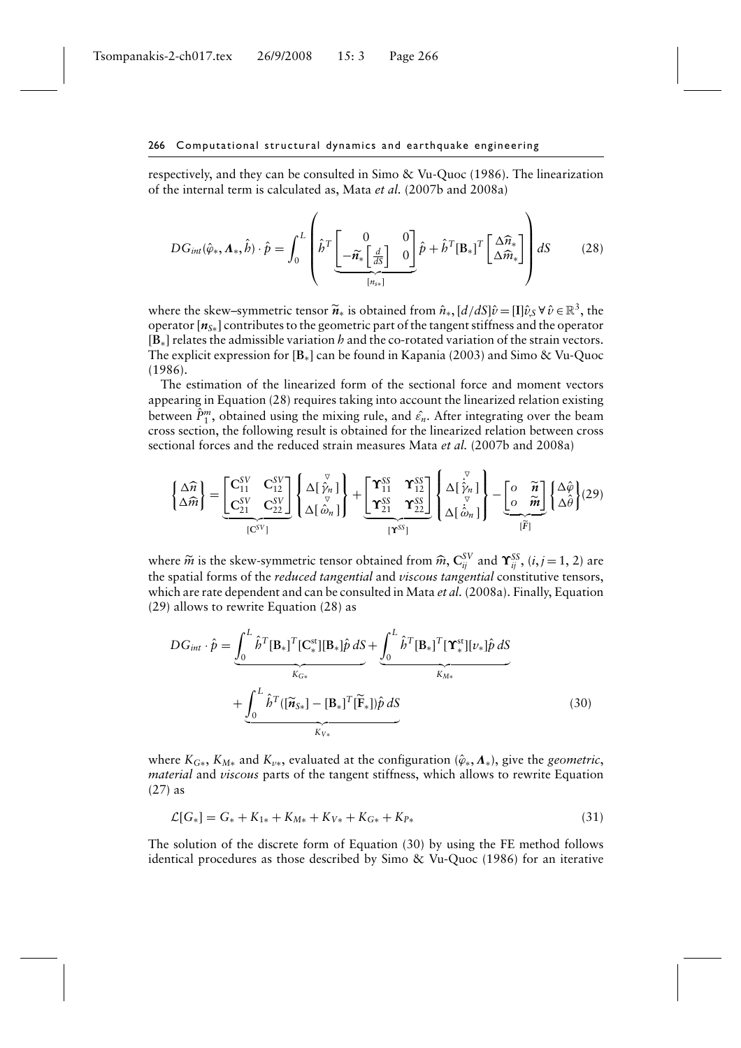respectively, and they can be consulted in Simo & Vu-Quoc (1986). The linearization of the internal term is calculated as, Mata *et al.* (2007b and 2008a)

$$
DG_{int}(\hat{\varphi}_*, \boldsymbol{\Lambda}_*, \hat{h}) \cdot \hat{p} = \int_0^L \left( \hat{h}^T \underbrace{\begin{bmatrix} 0 & 0 \\ -\widetilde{\boldsymbol{n}}_* \left[\frac{d}{dS}\right] & 0 \end{bmatrix}}_{[n_{S*}]} \hat{p} + \hat{h}^T [\mathbf{B}_*]^T \begin{bmatrix} \Delta \widehat{n}_* \\ \Delta \widehat{m}_* \end{bmatrix} \right) dS \tag{28}
$$

where the skew–symmetric tensor $\widetilde{\boldsymbol{n}}_*$ is obtained from $\hat{n}_*$, $[d/dS]\hat{v} = [\mathbf{I}]\hat{v}_{,S}\ \forall\, \hat{v} \in \mathbb{R}^3$, the operator $[\boldsymbol{n}_{S*}]$ contributes to the geometric part of the tangent stiffness and the operator $[\mathbf{B}_*]$ relates the admissible variation $h$ and the co-rotated variation of the strain vectors. The explicit expression for $[\mathbf{B}_*]$ can be found in Kapania (2003) and Simo & Vu-Quoc (1986).

The estimation of the linearized form of the sectional force and moment vectors appearing in Equation (28) requires taking into account the linearized relation existing between $\hat{P}_1^m$, obtained using the mixing rule, and $\hat{\varepsilon}_n$. After integrating over the beam cross section, the following result is obtained for the linearized relation between cross sectional forces and the reduced strain measures Mata *et al.* (2007b and 2008a)

$$
\begin{Bmatrix} \Delta \widehat{n} \\ \Delta \widehat{m} \end{Bmatrix} = \underbrace{\begin{bmatrix} \mathbf{C}_{11}^{SV} & \mathbf{C}_{12}^{SV} \\ \mathbf{C}_{21}^{SV} & \mathbf{C}_{22}^{SV} \end{bmatrix}}_{[\mathbf{C}^{SV}]} \begin{Bmatrix} \Delta[\overset{\triangledown}{\hat{\gamma}}_n] \\ \Delta[\overset{\triangledown}{\hat{\omega}}_n] \end{Bmatrix} + \underbrace{\begin{bmatrix} \boldsymbol{\Upsilon}_{11}^{SS} & \boldsymbol{\Upsilon}_{12}^{SS} \\ \boldsymbol{\Upsilon}_{21}^{SS} & \boldsymbol{\Upsilon}_{22}^{SS} \end{bmatrix}}_{[\boldsymbol{\Upsilon}^{SS}]} \begin{Bmatrix} \Delta[\overset{\triangledown}{\dot{\hat{\gamma}}}_n] \\ \Delta[\overset{\triangledown}{\dot{\hat{\omega}}}_n] \end{Bmatrix} - \underbrace{\begin{bmatrix} o & \widetilde{\boldsymbol{n}} \\ o & \widetilde{\boldsymbol{m}} \end{bmatrix}}_{[\widetilde{F}]} \begin{Bmatrix} \Delta \hat{\varphi} \\ \Delta \hat{\theta} \end{Bmatrix} \tag{29}
$$

where $\widetilde{m}$ is the skew-symmetric tensor obtained from $\widehat{m}$, $\mathbf{C}_{ij}^{SV}$ and $\boldsymbol{\Upsilon}_{ij}^{SS}$, $(i, j = 1, 2)$ are the spatial forms of the *reduced tangential* and *viscous tangential* constitutive tensors, which are rate dependent and can be consulted in Mata *et al.* (2008a). Finally, Equation (29) allows to rewrite Equation (28) as

$$
\begin{aligned}
DG_{int} \cdot \hat{p} &= \underbrace{\int_0^L \hat{h}^T [\mathbf{B}_*]^T [\mathbf{C}_*^{\text{st}}][\mathbf{B}_*]\hat{p}\, dS}_{K_{G*}} + \underbrace{\int_0^L \hat{h}^T [\mathbf{B}_*]^T [\boldsymbol{\Upsilon}_*^{\text{st}}][v_*]\hat{p}\, dS}_{K_{M*}} \\
&\quad + \underbrace{\int_0^L \hat{h}^T ([\widetilde{\boldsymbol{n}}_{S*}] - [\mathbf{B}_*]^T [\widetilde{\mathbf{F}}_*])\hat{p}\, dS}_{K_{V*}}
\end{aligned} \tag{30}
$$

where $K_{G*}$, $K_{M*}$ and $K_{v*}$, evaluated at the configuration $(\hat{\varphi}_*, \boldsymbol{\Lambda}_*)$, give the *geometric*, *material* and *viscous* parts of the tangent stiffness, which allows to rewrite Equation (27) as

$$
\mathcal{L}[G_*] = G_* + K_{1*} + K_{M*} + K_{V*} + K_{G*} + K_{P*} \tag{31}
$$

The solution of the discrete form of Equation (30) by using the FE method follows identical procedures as those described by Simo & Vu-Quoc (1986) for an iterative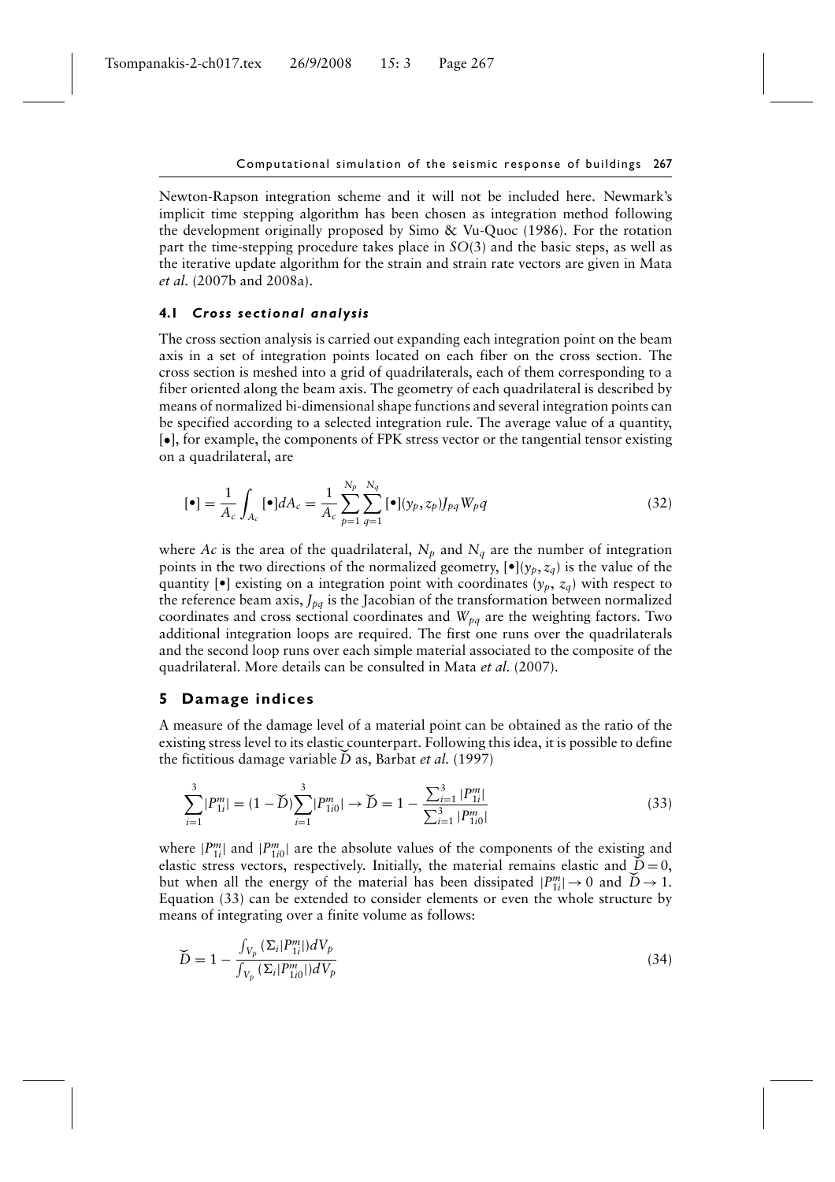Newton-Raphson integration scheme and it will not be included here. Newmark's implicit time stepping algorithm has been chosen as integration method following the development originally proposed by Simo & Vu-Quoc (1986). For the rotation part the time-stepping procedure takes place in $SO(3)$ and the basic steps, as well as the iterative update algorithm for the strain and strain rate vectors are given in Mata *et al.* (2007b and 2008a).

### 4.1 *Cross sectional analysis*

The cross section analysis is carried out expanding each integration point on the beam axis in a set of integration points located on each fiber on the cross section. The cross section is meshed into a grid of quadrilaterals, each of them corresponding to a fiber oriented along the beam axis. The geometry of each quadrilateral is described by means of normalized bi-dimensional shape functions and several integration points can be specified according to a selected integration rule. The average value of a quantity, $[\bullet]$, for example, the components of FPK stress vector or the tangential tensor existing on a quadrilateral, are

$$[\bullet] = \frac{1}{A_c}\int_{A_c} [\bullet] dA_c = \frac{1}{A_c}\sum_{p=1}^{N_p}\sum_{q=1}^{N_q} [\bullet](y_p, z_p) J_{pq} W_p q \tag{32}$$

where $Ac$ is the area of the quadrilateral, $N_p$ and $N_q$ are the number of integration points in the two directions of the normalized geometry, $[\bullet](y_p, z_q)$ is the value of the quantity $[\bullet]$ existing on a integration point with coordinates $(y_p, z_q)$ with respect to the reference beam axis, $J_{pq}$ is the Jacobian of the transformation between normalized coordinates and cross sectional coordinates and $W_{pq}$ are the weighting factors. Two additional integration loops are required. The first one runs over the quadrilaterals and the second loop runs over each simple material associated to the composite of the quadrilateral. More details can be consulted in Mata *et al.* (2007).

## 5 Damage indices

A measure of the damage level of a material point can be obtained as the ratio of the existing stress level to its elastic counterpart. Following this idea, it is possible to define the fictitious damage variable $\breve{D}$ as, Barbat *et al.* (1997)

$$\sum_{i=1}^{3}|P_{1i}^{m}| = (1-\breve{D})\sum_{i=1}^{3}|P_{1i0}^{m}| \rightarrow \breve{D} = 1 - \frac{\sum_{i=1}^{3}|P_{1i}^{m}|}{\sum_{i=1}^{3}|P_{1i0}^{m}|} \tag{33}$$

where $|P_{1i}^{m}|$ and $|P_{1i0}^{m}|$ are the absolute values of the components of the existing and elastic stress vectors, respectively. Initially, the material remains elastic and $\breve{D} = 0$, but when all the energy of the material has been dissipated $|P_{1i}^{m}| \rightarrow 0$ and $\breve{D} \rightarrow 1$. Equation (33) can be extended to consider elements or even the whole structure by means of integrating over a finite volume as follows:

$$\breve{D} = 1 - \frac{\int_{V_p}(\Sigma_i|P_{1i}^{m}|)dV_p}{\int_{V_p}(\Sigma_i|P_{1i0}^{m}|)dV_p} \tag{34}$$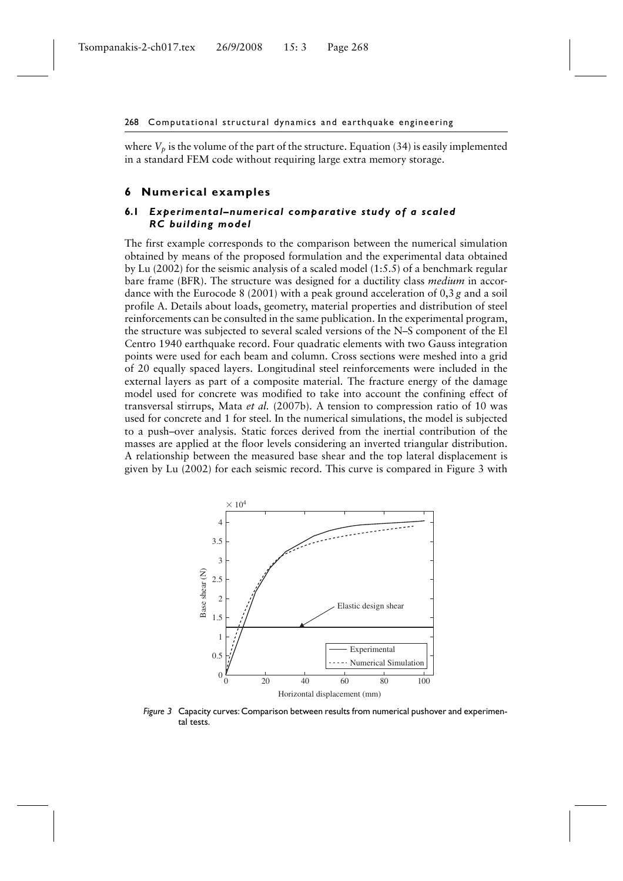where $V_p$ is the volume of the part of the structure. Equation (34) is easily implemented in a standard FEM code without requiring large extra memory storage.

## 6 Numerical examples

### 6.1 *Experimental–numerical comparative study of a scaled RC building model*

The first example corresponds to the comparison between the numerical simulation obtained by means of the proposed formulation and the experimental data obtained by Lu (2002) for the seismic analysis of a scaled model (1:5.5) of a benchmark regular bare frame (BFR). The structure was designed for a ductility class *medium* in accordance with the Eurocode 8 (2001) with a peak ground acceleration of 0,3 *g* and a soil profile A. Details about loads, geometry, material properties and distribution of steel reinforcements can be consulted in the same publication. In the experimental program, the structure was subjected to several scaled versions of the N–S component of the El Centro 1940 earthquake record. Four quadratic elements with two Gauss integration points were used for each beam and column. Cross sections were meshed into a grid of 20 equally spaced layers. Longitudinal steel reinforcements were included in the external layers as part of a composite material. The fracture energy of the damage model used for concrete was modified to take into account the confining effect of transversal stirrups, Mata *et al.* (2007b). A tension to compression ratio of 10 was used for concrete and 1 for steel. In the numerical simulations, the model is subjected to a push–over analysis. Static forces derived from the inertial contribution of the masses are applied at the floor levels considering an inverted triangular distribution. A relationship between the measured base shear and the top lateral displacement is given by Lu (2002) for each seismic record. This curve is compared in Figure 3 with

*Figure 3* Capacity curves: Comparison between results from numerical pushover and experimental tests.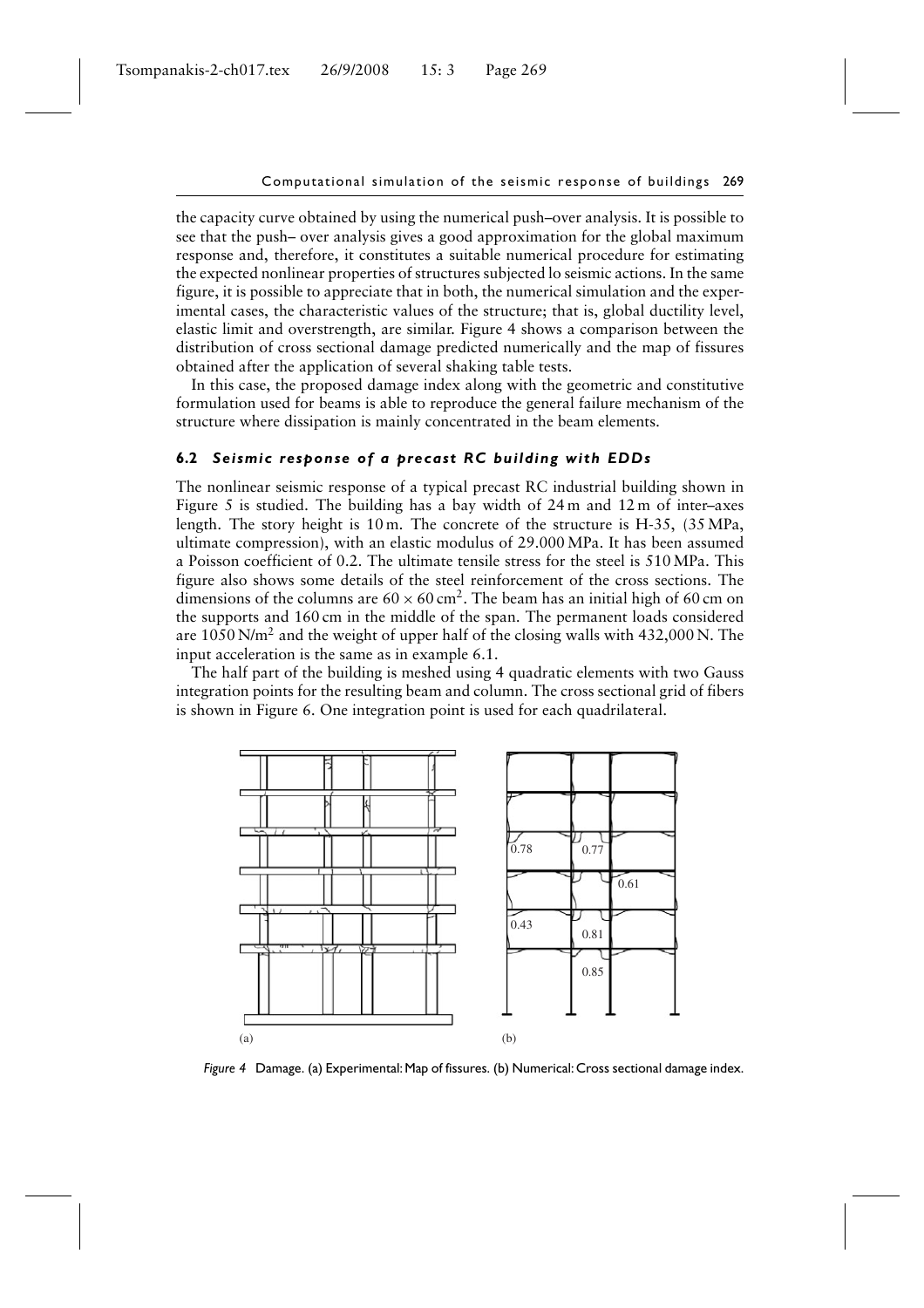the capacity curve obtained by using the numerical push–over analysis. It is possible to see that the push– over analysis gives a good approximation for the global maximum response and, therefore, it constitutes a suitable numerical procedure for estimating the expected nonlinear properties of structures subjected lo seismic actions. In the same figure, it is possible to appreciate that in both, the numerical simulation and the experimental cases, the characteristic values of the structure; that is, global ductility level, elastic limit and overstrength, are similar. Figure 4 shows a comparison between the distribution of cross sectional damage predicted numerically and the map of fissures obtained after the application of several shaking table tests.

In this case, the proposed damage index along with the geometric and constitutive formulation used for beams is able to reproduce the general failure mechanism of the structure where dissipation is mainly concentrated in the beam elements.

### 6.2 *Seismic response of a precast RC building with EDDs*

The nonlinear seismic response of a typical precast RC industrial building shown in Figure 5 is studied. The building has a bay width of 24 m and 12 m of inter–axes length. The story height is 10 m. The concrete of the structure is H-35, (35 MPa, ultimate compression), with an elastic modulus of 29.000 MPa. It has been assumed a Poisson coefficient of 0.2. The ultimate tensile stress for the steel is 510 MPa. This figure also shows some details of the steel reinforcement of the cross sections. The dimensions of the columns are $60 \times 60\,\text{cm}^2$. The beam has an initial high of 60 cm on the supports and 160 cm in the middle of the span. The permanent loads considered are $1050\,\text{N/m}^2$ and the weight of upper half of the closing walls with 432,000 N. The input acceleration is the same as in example 6.1.

The half part of the building is meshed using 4 quadratic elements with two Gauss integration points for the resulting beam and column. The cross sectional grid of fibers is shown in Figure 6. One integration point is used for each quadrilateral.

(a) (b)

0.78 0.77 0.61 0.43 0.81 0.85

*Figure 4* Damage. (a) Experimental: Map of fissures. (b) Numerical: Cross sectional damage index.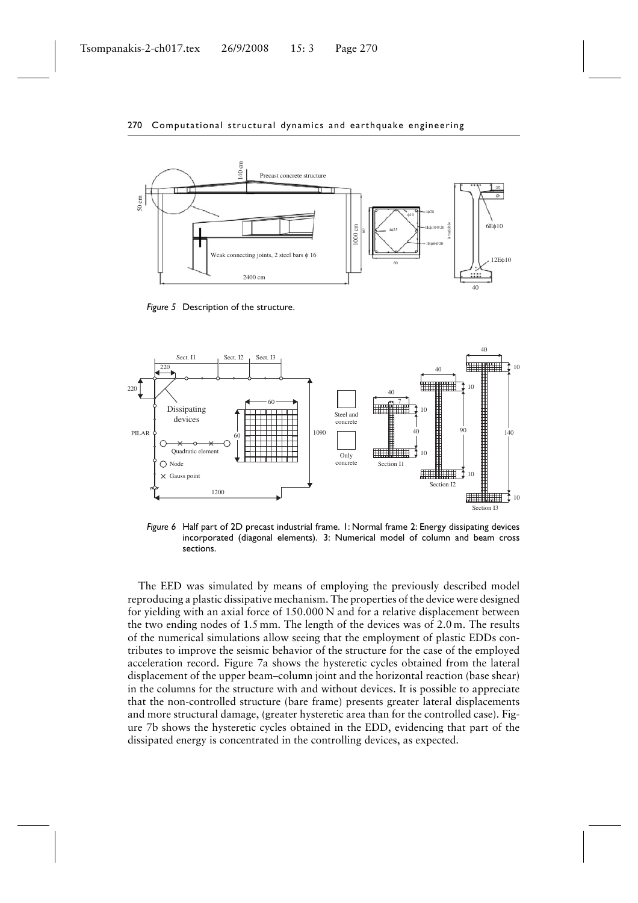*Figure 5* Description of the structure.

*Figure 6* Half part of 2D precast industrial frame. 1: Normal frame 2: Energy dissipating devices incorporated (diagonal elements). 3: Numerical model of column and beam cross sections.

The EED was simulated by means of employing the previously described model reproducing a plastic dissipative mechanism. The properties of the device were designed for yielding with an axial force of 150.000 N and for a relative displacement between the two ending nodes of 1.5 mm. The length of the devices was of 2.0 m. The results of the numerical simulations allow seeing that the employment of plastic EDDs contributes to improve the seismic behavior of the structure for the case of the employed acceleration record. Figure 7a shows the hysteretic cycles obtained from the lateral displacement of the upper beam–column joint and the horizontal reaction (base shear) in the columns for the structure with and without devices. It is possible to appreciate that the non-controlled structure (bare frame) presents greater lateral displacements and more structural damage, (greater hysteretic area than for the controlled case). Figure 7b shows the hysteretic cycles obtained in the EDD, evidencing that part of the dissipated energy is concentrated in the controlling devices, as expected.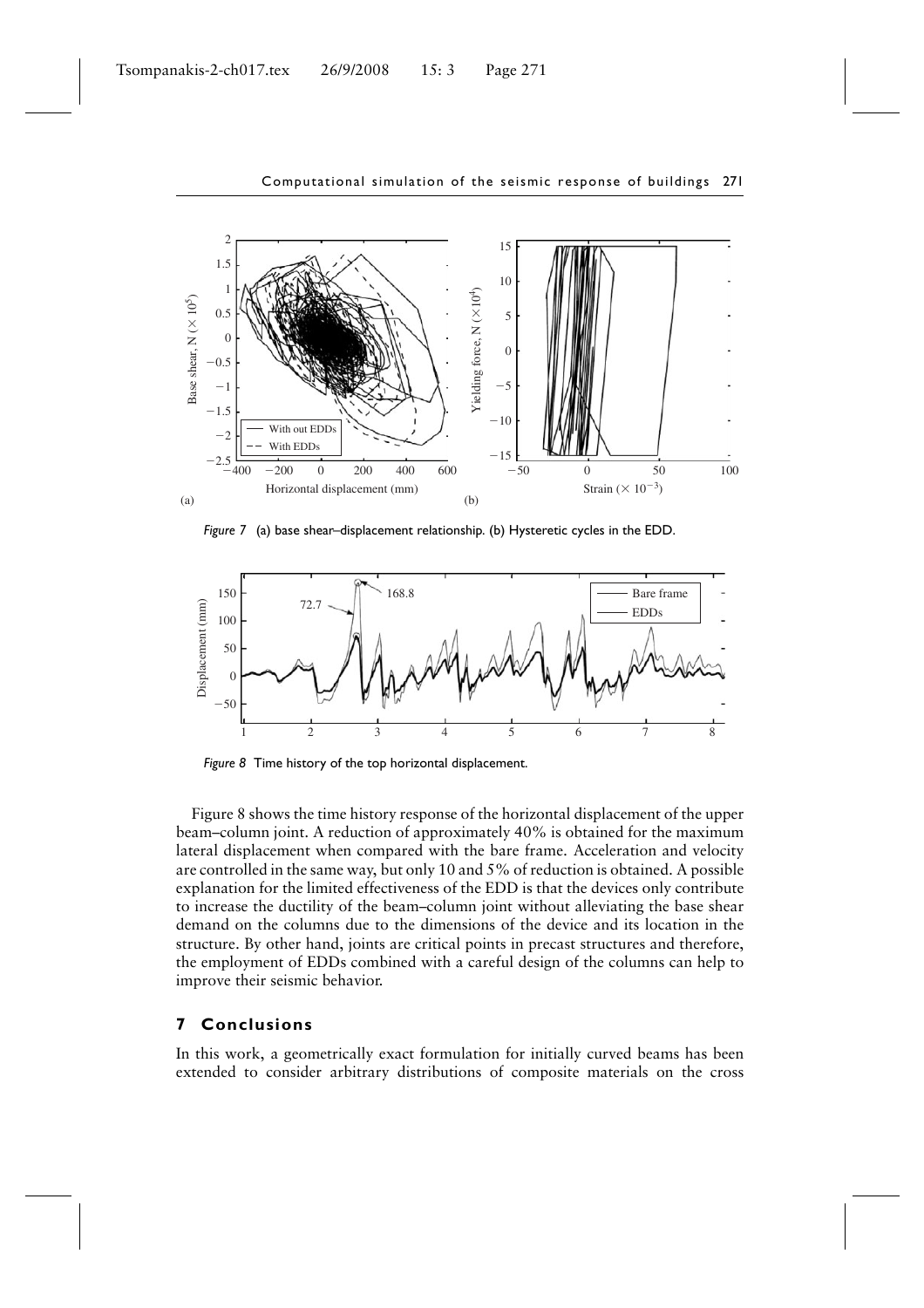*Figure 7* (a) base shear–displacement relationship. (b) Hysteretic cycles in the EDD.

*Figure 8* Time history of the top horizontal displacement.

Figure 8 shows the time history response of the horizontal displacement of the upper beam–column joint. A reduction of approximately 40% is obtained for the maximum lateral displacement when compared with the bare frame. Acceleration and velocity are controlled in the same way, but only 10 and 5% of reduction is obtained. A possible explanation for the limited effectiveness of the EDD is that the devices only contribute to increase the ductility of the beam–column joint without alleviating the base shear demand on the columns due to the dimensions of the device and its location in the structure. By other hand, joints are critical points in precast structures and therefore, the employment of EDDs combined with a careful design of the columns can help to improve their seismic behavior.

## 7 Conclusions

In this work, a geometrically exact formulation for initially curved beams has been extended to consider arbitrary distributions of composite materials on the cross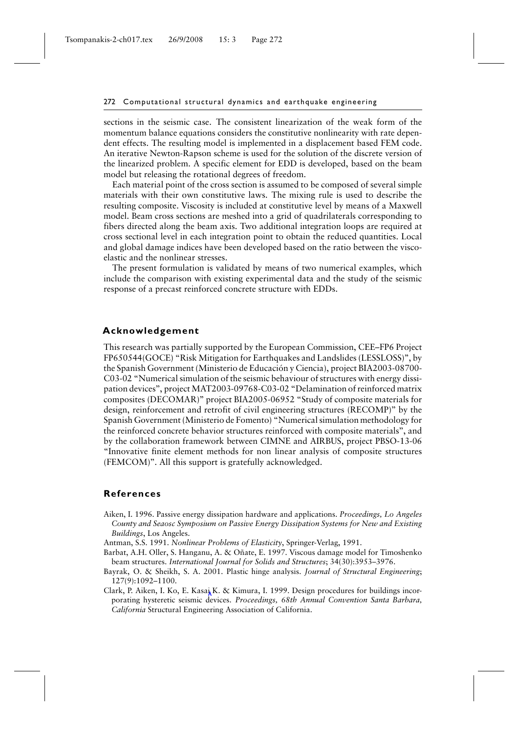sections in the seismic case. The consistent linearization of the weak form of the momentum balance equations considers the constitutive nonlinearity with rate dependent effects. The resulting model is implemented in a displacement based FEM code. An iterative Newton-Rapson scheme is used for the solution of the discrete version of the linearized problem. A specific element for EDD is developed, based on the beam model but releasing the rotational degrees of freedom.

Each material point of the cross section is assumed to be composed of several simple materials with their own constitutive laws. The mixing rule is used to describe the resulting composite. Viscosity is included at constitutive level by means of a Maxwell model. Beam cross sections are meshed into a grid of quadrilaterals corresponding to fibers directed along the beam axis. Two additional integration loops are required at cross sectional level in each integration point to obtain the reduced quantities. Local and global damage indices have been developed based on the ratio between the visco-elastic and the nonlinear stresses.

The present formulation is validated by means of two numerical examples, which include the comparison with existing experimental data and the study of the seismic response of a precast reinforced concrete structure with EDDs.

## Acknowledgement

This research was partially supported by the European Commission, CEE–FP6 Project FP650544(GOCE) "Risk Mitigation for Earthquakes and Landslides (LESSLOSS)", by the Spanish Government (Ministerio de Educación y Ciencia), project BIA2003-08700-C03-02 "Numerical simulation of the seismic behaviour of structures with energy dissipation devices", project MAT2003-09768-C03-02 "Delamination of reinforced matrix composites (DECOMAR)" project BIA2005-06952 "Study of composite materials for design, reinforcement and retrofit of civil engineering structures (RECOMP)" by the Spanish Government (Ministerio de Fomento) "Numerical simulation methodology for the reinforced concrete behavior structures reinforced with composite materials", and by the collaboration framework between CIMNE and AIRBUS, project PBSO-13-06 "Innovative finite element methods for non linear analysis of composite structures (FEMCOM)". All this support is gratefully acknowledged.

## References

Aiken, I. 1996. Passive energy dissipation hardware and applications. *Proceedings, Lo Angeles County and Seaosc Symposium on Passive Energy Dissipation Systems for New and Existing Buildings*, Los Angeles.

Antman, S.S. 1991. *Nonlinear Problems of Elasticity*, Springer-Verlag, 1991.

Barbat, A.H. Oller, S. Hanganu, A. & Oñate, E. 1997. Viscous damage model for Timoshenko beam structures. *International Journal for Solids and Structures*; 34(30):3953–3976.

Bayrak, O. & Sheikh, S. A. 2001. Plastic hinge analysis. *Journal of Structural Engineering*; 127(9):1092–1100.

Clark, P. Aiken, I. Ko, E. Kasai K. & Kimura, I. 1999. Design procedures for buildings incorporating hysteretic seismic devices. *Proceedings, 68th Annual Convention Santa Barbara, California* Structural Engineering Association of California.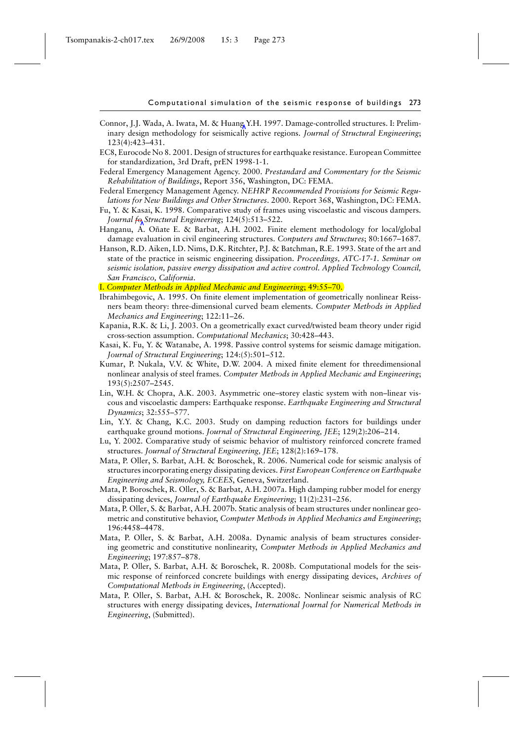Connor, J.J. Wada, A. Iwata, M. & Huang Y.H. 1997. Damage-controlled structures. I: Preliminary design methodology for seismically active regions. *Journal of Structural Engineering*; 123(4):423–431.

EC8, Eurocode No 8. 2001. Design of structures for earthquake resistance. European Committee for standardization, 3rd Draft, prEN 1998-1-1.

Federal Emergency Management Agency. 2000. *Prestandard and Commentary for the Seismic Rehabilitation of Buildings*, Report 356, Washington, DC: FEMA.

Federal Emergency Management Agency. *NEHRP Recommended Provisions for Seismic Regulations for New Buildings and Other Structures*. 2000. Report 368, Washington, DC: FEMA.

Fu, Y. & Kasai, K. 1998. Comparative study of frames using viscoelastic and viscous dampers. *Journal fo Structural Engineering*; 124(5):513–522.

Hanganu, A. Oñate E. & Barbat, A.H. 2002. Finite element methodology for local/global damage evaluation in civil engineering structures. *Conputers and Structures*; 80:1667–1687.

Hanson, R.D. Aiken, I.D. Nims, D.K. Ritchter, P.J. & Batchman, R.E. 1993. State of the art and state of the practice in seismic engineering dissipation. *Proceedings, ATC-17-1. Seminar on seismic isolation, passive energy dissipation and active control. Applied Technology Council, San Francisco, California*.

I. *Computer Methods in Applied Mechanic and Engineering*; 49:55–70.

Ibrahimbegovic, A. 1995. On finite element implementation of geometrically nonlinear Reissners beam theory: three-dimensional curved beam elements. *Computer Methods in Applied Mechanics and Engineering*; 122:11–26.

Kapania, R.K. & Li, J. 2003. On a geometrically exact curved/twisted beam theory under rigid cross-section assumption. *Computational Mechanics*; 30:428–443.

Kasai, K. Fu, Y. & Watanabe, A. 1998. Passive control systems for seismic damage mitigation. *Journal of Structural Engineering*; 124:(5):501–512.

Kumar, P. Nukala, V.V. & White, D.W. 2004. A mixed finite element for threedimensional nonlinear analysis of steel frames. *Computer Methods in Applied Mechanic and Engineering*; 193(5):2507–2545.

Lin, W.H. & Chopra, A.K. 2003. Asymmetric one–storey elastic system with non–linear viscous and viscoelastic dampers: Earthquake response. *Earthquake Engineering and Structural Dynamics*; 32:555–577.

Lin, Y.Y. & Chang, K.C. 2003. Study on damping reduction factors for buildings under earthquake ground motions. *Journal of Structural Engineering, JEE*; 129(2):206–214.

Lu, Y. 2002. Comparative study of seismic behavior of multistory reinforced concrete framed structures. *Journal of Structural Engineering, JEE*; 128(2):169–178.

Mata, P. Oller, S. Barbat, A.H. & Boroschek, R. 2006. Numerical code for seismic analysis of structures incorporating energy dissipating devices. *First European Conference on Earthquake Engineering and Seismology, ECEES*, Geneva, Switzerland.

Mata, P. Boroschek, R. Oller, S. & Barbat, A.H. 2007a. High damping rubber model for energy dissipating devices, *Journal of Earthquake Engineering*; 11(2):231–256.

Mata, P. Oller, S. & Barbat, A.H. 2007b. Static analysis of beam structures under nonlinear geometric and constitutive behavior, *Computer Methods in Applied Mechanics and Engineering*; 196:4458–4478.

Mata, P. Oller, S. & Barbat, A.H. 2008a. Dynamic analysis of beam structures considering geometric and constitutive nonlinearity, *Computer Methods in Applied Mechanics and Engineering*; 197:857–878.

Mata, P. Oller, S. Barbat, A.H. & Boroschek, R. 2008b. Computational models for the seismic response of reinforced concrete buildings with energy dissipating devices, *Archives of Computational Methods in Engineering*, (Accepted).

Mata, P. Oller, S. Barbat, A.H. & Boroschek, R. 2008c. Nonlinear seismic analysis of RC structures with energy dissipating devices, *International Journal for Numerical Methods in Engineering*, (Submitted).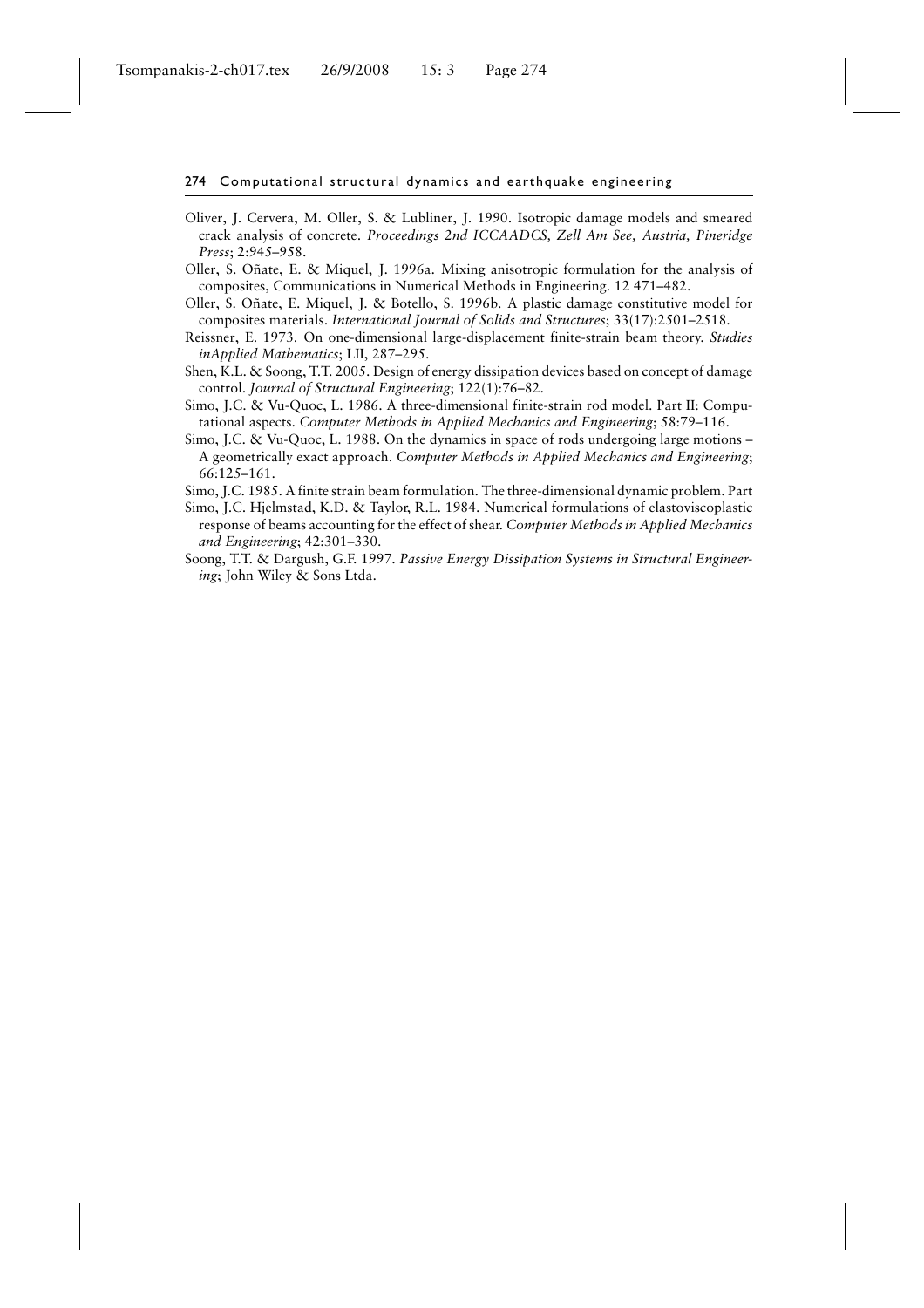Oliver, J. Cervera, M. Oller, S. & Lubliner, J. 1990. Isotropic damage models and smeared crack analysis of concrete. *Proceedings 2nd ICCAADCS, Zell Am See, Austria, Pineridge Press*; 2:945–958.

Oller, S. Oñate, E. & Miquel, J. 1996a. Mixing anisotropic formulation for the analysis of composites, Communications in Numerical Methods in Engineering. 12 471–482.

Oller, S. Oñate, E. Miquel, J. & Botello, S. 1996b. A plastic damage constitutive model for composites materials. *International Journal of Solids and Structures*; 33(17):2501–2518.

Reissner, E. 1973. On one-dimensional large-displacement finite-strain beam theory. *Studies inApplied Mathematics*; LII, 287–295.

Shen, K.L. & Soong, T.T. 2005. Design of energy dissipation devices based on concept of damage control. *Journal of Structural Engineering*; 122(1):76–82.

Simo, J.C. & Vu-Quoc, L. 1986. A three-dimensional finite-strain rod model. Part II: Computational aspects. *Computer Methods in Applied Mechanics and Engineering*; 58:79–116.

Simo, J.C. & Vu-Quoc, L. 1988. On the dynamics in space of rods undergoing large motions – A geometrically exact approach. *Computer Methods in Applied Mechanics and Engineering*; 66:125–161.

Simo, J.C. 1985. A finite strain beam formulation. The three-dimensional dynamic problem. Part

Simo, J.C. Hjelmstad, K.D. & Taylor, R.L. 1984. Numerical formulations of elastoviscoplastic response of beams accounting for the effect of shear. *Computer Methods in Applied Mechanics and Engineering*; 42:301–330.

Soong, T.T. & Dargush, G.F. 1997. *Passive Energy Dissipation Systems in Structural Engineering*; John Wiley & Sons Ltda.